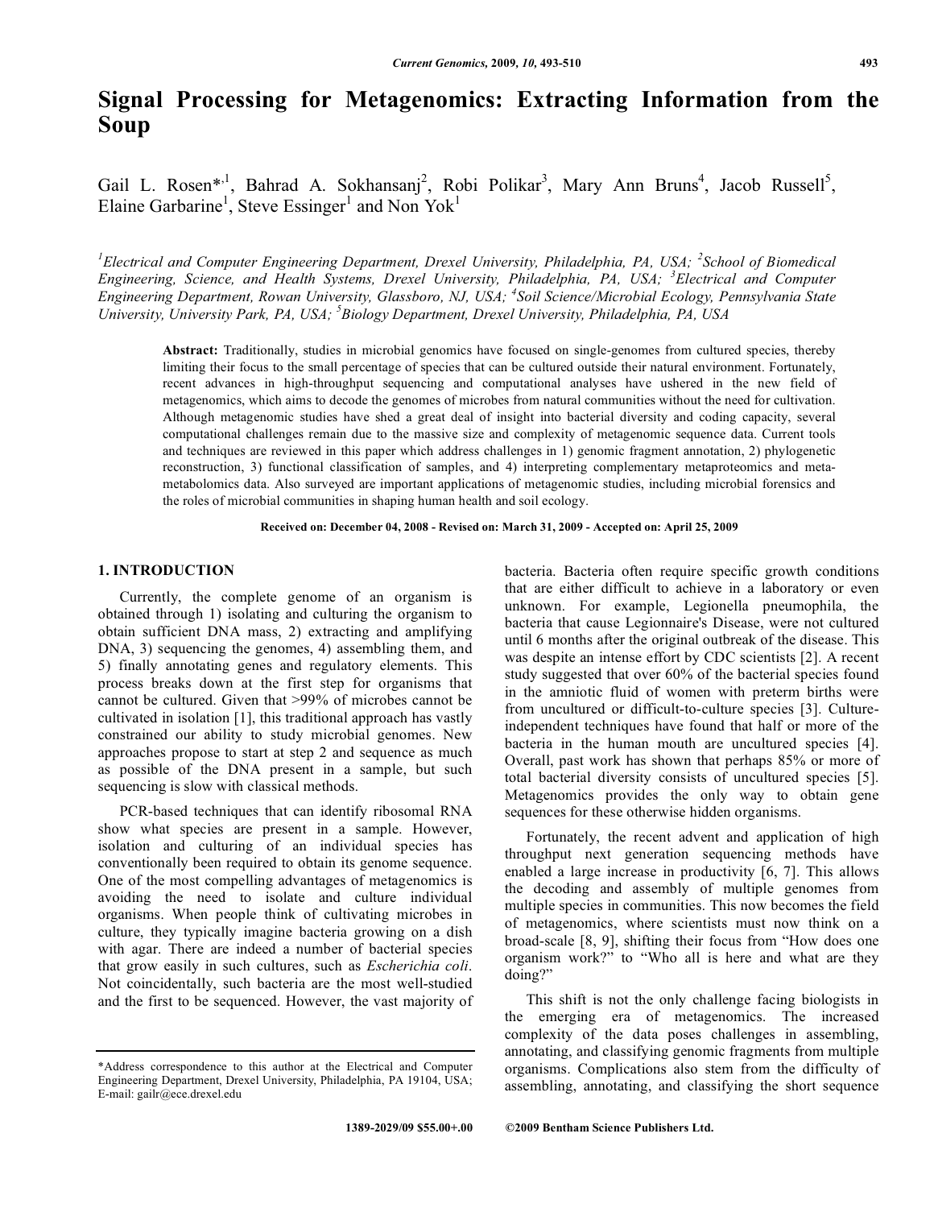# Signal Processing for Metagenomics: Extracting Information from the Soup

Gail L. Rosen*[,1], Bahrad A. Sokhansanj[2], Robi Polikar[3], Mary Ann Bruns[4], Jacob Russell[5], Elaine Garbarine[1], Steve Essinger[1] and Non Yok[1]

[1]Electrical and Computer Engineering Department, Drexel University, Philadelphia, PA, USA; [2]School of Biomedical Engineering, Science, and Health Systems, Drexel University, Philadelphia, PA, USA; [3]Electrical and Computer Engineering Department, Rowan University, Glassboro, NJ, USA; [4]Soil Science/Microbial Ecology, Pennsylvania State University, University Park, PA, USA; [5]Biology Department, Drexel University, Philadelphia, PA, USA

**Abstract:** Traditionally, studies in microbial genomics have focused on single-genomes from cultured species, thereby limiting their focus to the small percentage of species that can be cultured outside their natural environment. Fortunately, recent advances in high-throughput sequencing and computational analyses have ushered in the new field of metagenomics, which aims to decode the genomes of microbes from natural communities without the need for cultivation. Although metagenomic studies have shed a great deal of insight into bacterial diversity and coding capacity, several computational challenges remain due to the massive size and complexity of metagenomic sequence data. Current tools and techniques are reviewed in this paper which address challenges in 1) genomic fragment annotation, 2) phylogenetic reconstruction, 3) functional classification of samples, and 4) interpreting complementary metaproteomics and meta-metabolomics data. Also surveyed are important applications of metagenomic studies, including microbial forensics and the roles of microbial communities in shaping human health and soil ecology.

**Received on: December 04, 2008 - Revised on: March 31, 2009 - Accepted on: April 25, 2009**

## 1. INTRODUCTION

Currently, the complete genome of an organism is obtained through 1) isolating and culturing the organism to obtain sufficient DNA mass, 2) extracting and amplifying DNA, 3) sequencing the genomes, 4) assembling them, and 5) finally annotating genes and regulatory elements. This process breaks down at the first step for organisms that cannot be cultured. Given that >99% of microbes cannot be cultivated in isolation [1], this traditional approach has vastly constrained our ability to study microbial genomes. New approaches propose to start at step 2 and sequence as much as possible of the DNA present in a sample, but such sequencing is slow with classical methods.

PCR-based techniques that can identify ribosomal RNA show what species are present in a sample. However, isolation and culturing of an individual species has conventionally been required to obtain its genome sequence. One of the most compelling advantages of metagenomics is avoiding the need to isolate and culture individual organisms. When people think of cultivating microbes in culture, they typically imagine bacteria growing on a dish with agar. There are indeed a number of bacterial species that grow easily in such cultures, such as *Escherichia coli*. Not coincidentally, such bacteria are the most well-studied and the first to be sequenced. However, the vast majority of bacteria. Bacteria often require specific growth conditions that are either difficult to achieve in a laboratory or even unknown. For example, Legionella pneumophila, the bacteria that cause Legionnaire's Disease, were not cultured until 6 months after the original outbreak of the disease. This was despite an intense effort by CDC scientists [2]. A recent study suggested that over 60% of the bacterial species found in the amniotic fluid of women with preterm births were from uncultured or difficult-to-culture species [3]. Culture-independent techniques have found that half or more of the bacteria in the human mouth are uncultured species [4]. Overall, past work has shown that perhaps 85% or more of total bacterial diversity consists of uncultured species [5]. Metagenomics provides the only way to obtain gene sequences for these otherwise hidden organisms.

Fortunately, the recent advent and application of high throughput next generation sequencing methods have enabled a large increase in productivity [6, 7]. This allows the decoding and assembly of multiple genomes from multiple species in communities. This now becomes the field of metagenomics, where scientists must now think on a broad-scale [8, 9], shifting their focus from "How does one organism work?" to "Who all is here and what are they doing?"

This shift is not the only challenge facing biologists in the emerging era of metagenomics. The increased complexity of the data poses challenges in assembling, annotating, and classifying genomic fragments from multiple organisms. Complications also stem from the difficulty of assembling, annotating, and classifying the short sequence

*Address correspondence to this author at the Electrical and Computer Engineering Department, Drexel University, Philadelphia, PA 19104, USA; E-mail: gailr@ece.drexel.edu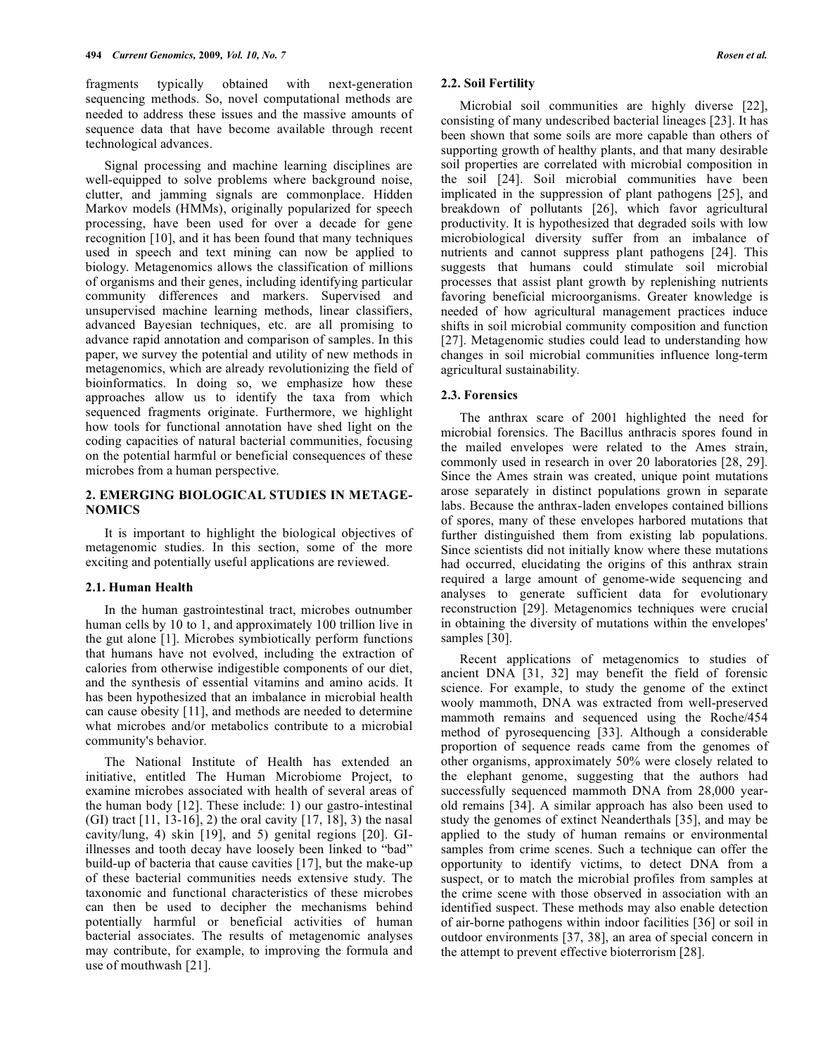fragments typically obtained with next-generation sequencing methods. So, novel computational methods are needed to address these issues and the massive amounts of sequence data that have become available through recent technological advances.

Signal processing and machine learning disciplines are well-equipped to solve problems where background noise, clutter, and jamming signals are commonplace. Hidden Markov models (HMMs), originally popularized for speech processing, have been used for over a decade for gene recognition [10], and it has been found that many techniques used in speech and text mining can now be applied to biology. Metagenomics allows the classification of millions of organisms and their genes, including identifying particular community differences and markers. Supervised and unsupervised machine learning methods, linear classifiers, advanced Bayesian techniques, etc. are all promising to advance rapid annotation and comparison of samples. In this paper, we survey the potential and utility of new methods in metagenomics, which are already revolutionizing the field of bioinformatics. In doing so, we emphasize how these approaches allow us to identify the taxa from which sequenced fragments originate. Furthermore, we highlight how tools for functional annotation have shed light on the coding capacities of natural bacterial communities, focusing on the potential harmful or beneficial consequences of these microbes from a human perspective.

## 2. EMERGING BIOLOGICAL STUDIES IN METAGENOMICS

It is important to highlight the biological objectives of metagenomic studies. In this section, some of the more exciting and potentially useful applications are reviewed.

### 2.1. Human Health

In the human gastrointestinal tract, microbes outnumber human cells by 10 to 1, and approximately 100 trillion live in the gut alone [1]. Microbes symbiotically perform functions that humans have not evolved, including the extraction of calories from otherwise indigestible components of our diet, and the synthesis of essential vitamins and amino acids. It has been hypothesized that an imbalance in microbial health can cause obesity [11], and methods are needed to determine what microbes and/or metabolics contribute to a microbial community's behavior.

The National Institute of Health has extended an initiative, entitled The Human Microbiome Project, to examine microbes associated with health of several areas of the human body [12]. These include: 1) our gastro-intestinal (GI) tract [11, 13-16], 2) the oral cavity [17, 18], 3) the nasal cavity/lung, 4) skin [19], and 5) genital regions [20]. GI-illnesses and tooth decay have loosely been linked to "bad" build-up of bacteria that cause cavities [17], but the make-up of these bacterial communities needs extensive study. The taxonomic and functional characteristics of these microbes can then be used to decipher the mechanisms behind potentially harmful or beneficial activities of human bacterial associates. The results of metagenomic analyses may contribute, for example, to improving the formula and use of mouthwash [21].

### 2.2. Soil Fertility

Microbial soil communities are highly diverse [22], consisting of many undescribed bacterial lineages [23]. It has been shown that some soils are more capable than others of supporting growth of healthy plants, and that many desirable soil properties are correlated with microbial composition in the soil [24]. Soil microbial communities have been implicated in the suppression of plant pathogens [25], and breakdown of pollutants [26], which favor agricultural productivity. It is hypothesized that degraded soils with low microbiological diversity suffer from an imbalance of nutrients and cannot suppress plant pathogens [24]. This suggests that humans could stimulate soil microbial processes that assist plant growth by replenishing nutrients favoring beneficial microorganisms. Greater knowledge is needed of how agricultural management practices induce shifts in soil microbial community composition and function [27]. Metagenomic studies could lead to understanding how changes in soil microbial communities influence long-term agricultural sustainability.

### 2.3. Forensics

The anthrax scare of 2001 highlighted the need for microbial forensics. The Bacillus anthracis spores found in the mailed envelopes were related to the Ames strain, commonly used in research in over 20 laboratories [28, 29]. Since the Ames strain was created, unique point mutations arose separately in distinct populations grown in separate labs. Because the anthrax-laden envelopes contained billions of spores, many of these envelopes harbored mutations that further distinguished them from existing lab populations. Since scientists did not initially know where these mutations had occurred, elucidating the origins of this anthrax strain required a large amount of genome-wide sequencing and analyses to generate sufficient data for evolutionary reconstruction [29]. Metagenomics techniques were crucial in obtaining the diversity of mutations within the envelopes' samples [30].

Recent applications of metagenomics to studies of ancient DNA [31, 32] may benefit the field of forensic science. For example, to study the genome of the extinct wooly mammoth, DNA was extracted from well-preserved mammoth remains and sequenced using the Roche/454 method of pyrosequencing [33]. Although a considerable proportion of sequence reads came from the genomes of other organisms, approximately 50% were closely related to the elephant genome, suggesting that the authors had successfully sequenced mammoth DNA from 28,000 year-old remains [34]. A similar approach has also been used to study the genomes of extinct Neanderthals [35], and may be applied to the study of human remains or environmental samples from crime scenes. Such a technique can offer the opportunity to identify victims, to detect DNA from a suspect, or to match the microbial profiles from samples at the crime scene with those observed in association with an identified suspect. These methods may also enable detection of air-borne pathogens within indoor facilities [36] or soil in outdoor environments [37, 38], an area of special concern in the attempt to prevent effective bioterrorism [28].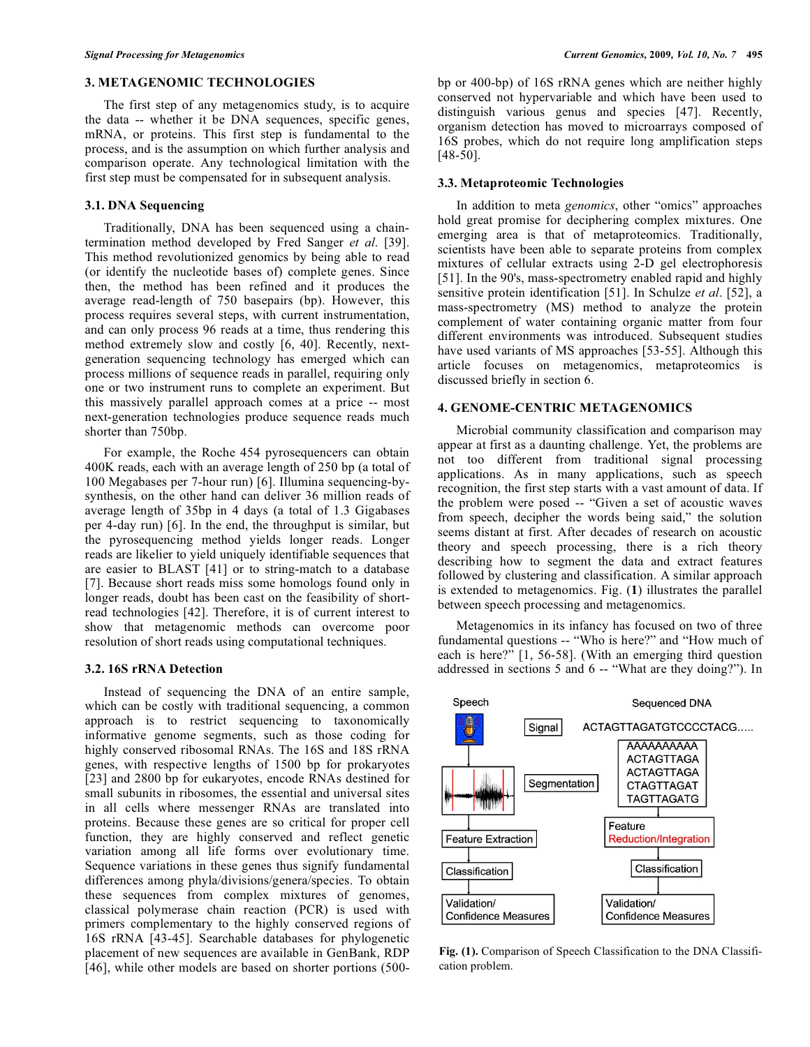## 3. METAGENOMIC TECHNOLOGIES

The first step of any metagenomics study, is to acquire the data -- whether it be DNA sequences, specific genes, mRNA, or proteins. This first step is fundamental to the process, and is the assumption on which further analysis and comparison operate. Any technological limitation with the first step must be compensated for in subsequent analysis.

### 3.1. DNA Sequencing

Traditionally, DNA has been sequenced using a chain-termination method developed by Fred Sanger *et al*. [39]. This method revolutionized genomics by being able to read (or identify the nucleotide bases of) complete genes. Since then, the method has been refined and it produces the average read-length of 750 basepairs (bp). However, this process requires several steps, with current instrumentation, and can only process 96 reads at a time, thus rendering this method extremely slow and costly [6, 40]. Recently, next-generation sequencing technology has emerged which can process millions of sequence reads in parallel, requiring only one or two instrument runs to complete an experiment. But this massively parallel approach comes at a price -- most next-generation technologies produce sequence reads much shorter than 750bp.

For example, the Roche 454 pyrosequencers can obtain 400K reads, each with an average length of 250 bp (a total of 100 Megabases per 7-hour run) [6]. Illumina sequencing-by-synthesis, on the other hand can deliver 36 million reads of average length of 35bp in 4 days (a total of 1.3 Gigabases per 4-day run) [6]. In the end, the throughput is similar, but the pyrosequencing method yields longer reads. Longer reads are likelier to yield uniquely identifiable sequences that are easier to BLAST [41] or to string-match to a database [7]. Because short reads miss some homologs found only in longer reads, doubt has been cast on the feasibility of short-read technologies [42]. Therefore, it is of current interest to show that metagenomic methods can overcome poor resolution of short reads using computational techniques.

### 3.2. 16S rRNA Detection

Instead of sequencing the DNA of an entire sample, which can be costly with traditional sequencing, a common approach is to restrict sequencing to taxonomically informative genome segments, such as those coding for highly conserved ribosomal RNAs. The 16S and 18S rRNA genes, with respective lengths of 1500 bp for prokaryotes [23] and 2800 bp for eukaryotes, encode RNAs destined for small subunits in ribosomes, the essential and universal sites in all cells where messenger RNAs are translated into proteins. Because these genes are so critical for proper cell function, they are highly conserved and reflect genetic variation among all life forms over evolutionary time. Sequence variations in these genes thus signify fundamental differences among phyla/divisions/genera/species. To obtain these sequences from complex mixtures of genomes, classical polymerase chain reaction (PCR) is used with primers complementary to the highly conserved regions of 16S rRNA [43-45]. Searchable databases for phylogenetic placement of new sequences are available in GenBank, RDP [46], while other models are based on shorter portions (500-bp or 400-bp) of 16S rRNA genes which are neither highly conserved not hypervariable and which have been used to distinguish various genus and species [47]. Recently, organism detection has moved to microarrays composed of 16S probes, which do not require long amplification steps [48-50].

### 3.3. Metaproteomic Technologies

In addition to meta *genomics*, other "omics" approaches hold great promise for deciphering complex mixtures. One emerging area is that of metaproteomics. Traditionally, scientists have been able to separate proteins from complex mixtures of cellular extracts using 2-D gel electrophoresis [51]. In the 90's, mass-spectrometry enabled rapid and highly sensitive protein identification [51]. In Schulze *et al*. [52], a mass-spectrometry (MS) method to analyze the protein complement of water containing organic matter from four different environments was introduced. Subsequent studies have used variants of MS approaches [53-55]. Although this article focuses on metagenomics, metaproteomics is discussed briefly in section 6.

## 4. GENOME-CENTRIC METAGENOMICS

Microbial community classification and comparison may appear at first as a daunting challenge. Yet, the problems are not too different from traditional signal processing applications. As in many applications, such as speech recognition, the first step starts with a vast amount of data. If the problem were posed -- "Given a set of acoustic waves from speech, decipher the words being said," the solution seems distant at first. After decades of research on acoustic theory and speech processing, there is a rich theory describing how to segment the data and extract features followed by clustering and classification. A similar approach is extended to metagenomics. Fig. (**1**) illustrates the parallel between speech processing and metagenomics.

Metagenomics in its infancy has focused on two of three fundamental questions -- "Who is here?" and "How much of each is here?" [1, 56-58]. (With an emerging third question addressed in sections 5 and 6 -- "What are they doing?"). In

**Fig. (1).** Comparison of Speech Classification to the DNA Classification problem.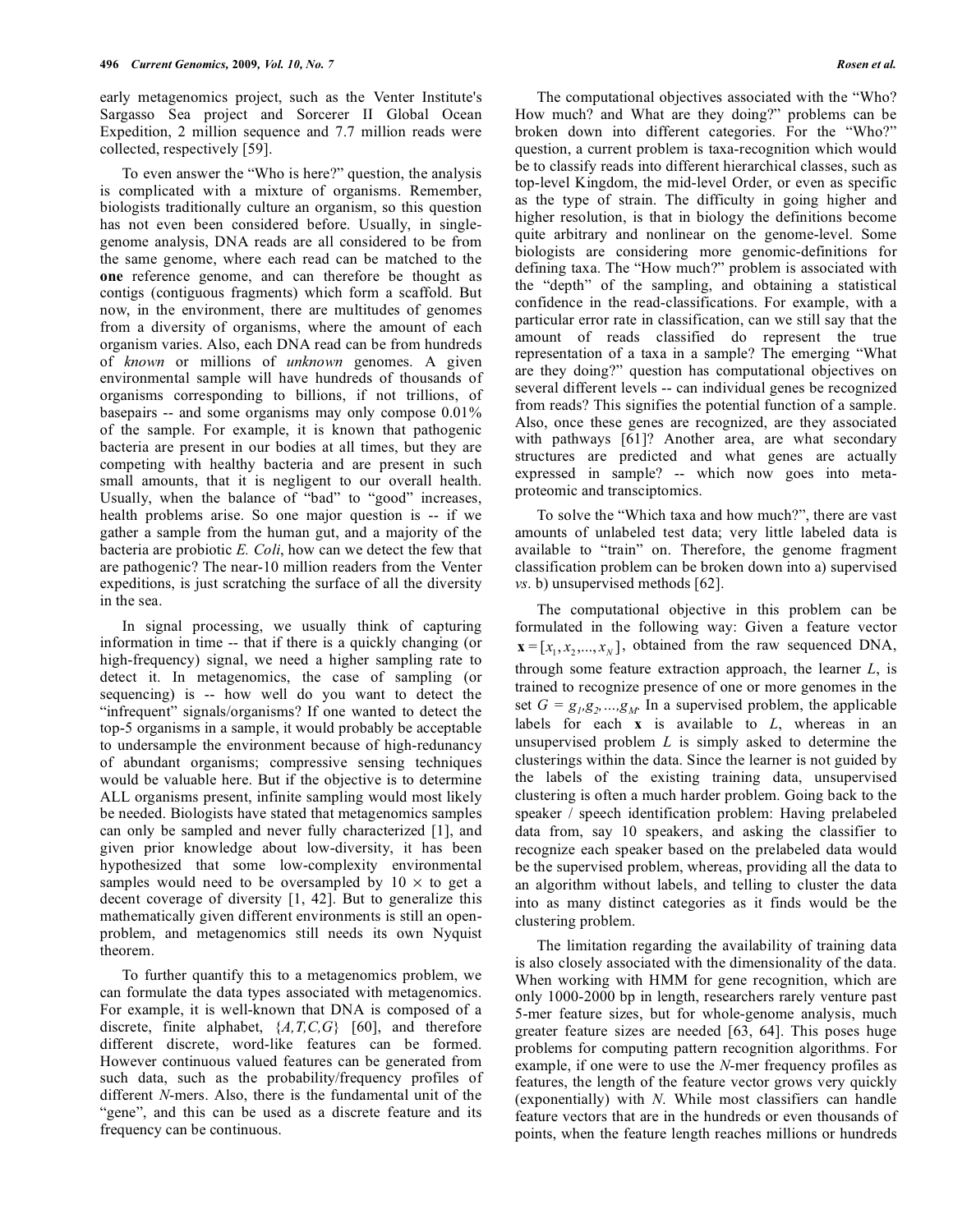early metagenomics project, such as the Venter Institute's Sargasso Sea project and Sorcerer II Global Ocean Expedition, 2 million sequence and 7.7 million reads were collected, respectively [59].

To even answer the "Who is here?" question, the analysis is complicated with a mixture of organisms. Remember, biologists traditionally culture an organism, so this question has not even been considered before. Usually, in single-genome analysis, DNA reads are all considered to be from the same genome, where each read can be matched to the **one** reference genome, and can therefore be thought as contigs (contiguous fragments) which form a scaffold. But now, in the environment, there are multitudes of genomes from a diversity of organisms, where the amount of each organism varies. Also, each DNA read can be from hundreds of *known* or millions of *unknown* genomes. A given environmental sample will have hundreds of thousands of organisms corresponding to billions, if not trillions, of basepairs -- and some organisms may only compose 0.01% of the sample. For example, it is known that pathogenic bacteria are present in our bodies at all times, but they are competing with healthy bacteria and are present in such small amounts, that it is negligent to our overall health. Usually, when the balance of "bad" to "good" increases, health problems arise. So one major question is -- if we gather a sample from the human gut, and a majority of the bacteria are probiotic *E. Coli*, how can we detect the few that are pathogenic? The near-10 million readers from the Venter expeditions, is just scratching the surface of all the diversity in the sea.

In signal processing, we usually think of capturing information in time -- that if there is a quickly changing (or high-frequency) signal, we need a higher sampling rate to detect it. In metagenomics, the case of sampling (or sequencing) is -- how well do you want to detect the "infrequent" signals/organisms? If one wanted to detect the top-5 organisms in a sample, it would probably be acceptable to undersample the environment because of high-redunancy of abundant organisms; compressive sensing techniques would be valuable here. But if the objective is to determine ALL organisms present, infinite sampling would most likely be needed. Biologists have stated that metagenomics samples can only be sampled and never fully characterized [1], and given prior knowledge about low-diversity, it has been hypothesized that some low-complexity environmental samples would need to be oversampled by 10 × to get a decent coverage of diversity [1, 42]. But to generalize this mathematically given different environments is still an open-problem, and metagenomics still needs its own Nyquist theorem.

To further quantify this to a metagenomics problem, we can formulate the data types associated with metagenomics. For example, it is well-known that DNA is composed of a discrete, finite alphabet, {*A,T,C,G*} [60], and therefore different discrete, word-like features can be formed. However continuous valued features can be generated from such data, such as the probability/frequency profiles of different *N*-mers. Also, there is the fundamental unit of the "gene", and this can be used as a discrete feature and its frequency can be continuous.

The computational objectives associated with the "Who? How much? and What are they doing?" problems can be broken down into different categories. For the "Who?" question, a current problem is taxa-recognition which would be to classify reads into different hierarchical classes, such as top-level Kingdom, the mid-level Order, or even as specific as the type of strain. The difficulty in going higher and higher resolution, is that in biology the definitions become quite arbitrary and nonlinear on the genome-level. Some biologists are considering more genomic-definitions for defining taxa. The "How much?" problem is associated with the "depth" of the sampling, and obtaining a statistical confidence in the read-classifications. For example, with a particular error rate in classification, can we still say that the amount of reads classified do represent the true representation of a taxa in a sample? The emerging "What are they doing?" question has computational objectives on several different levels -- can individual genes be recognized from reads? This signifies the potential function of a sample. Also, once these genes are recognized, are they associated with pathways [61]? Another area, are what secondary structures are predicted and what genes are actually expressed in sample? -- which now goes into meta-proteomic and transciptomics.

To solve the "Which taxa and how much?", there are vast amounts of unlabeled test data; very little labeled data is available to "train" on. Therefore, the genome fragment classification problem can be broken down into a) supervised *vs*. b) unsupervised methods [62].

The computational objective in this problem can be formulated in the following way: Given a feature vector $\mathbf{x} = [x_1, x_2, ..., x_N]$, obtained from the raw sequenced DNA, through some feature extraction approach, the learner $L$, is trained to recognize presence of one or more genomes in the set $G = g_1, g_2, ..., g_M$. In a supervised problem, the applicable labels for each $\mathbf{x}$ is available to $L$, whereas in an unsupervised problem $L$ is simply asked to determine the clusterings within the data. Since the learner is not guided by the labels of the existing training data, unsupervised clustering is often a much harder problem. Going back to the speaker / speech identification problem: Having prelabeled data from, say 10 speakers, and asking the classifier to recognize each speaker based on the prelabeled data would be the supervised problem, whereas, providing all the data to an algorithm without labels, and telling to cluster the data into as many distinct categories as it finds would be the clustering problem.

The limitation regarding the availability of training data is also closely associated with the dimensionality of the data. When working with HMM for gene recognition, which are only 1000-2000 bp in length, researchers rarely venture past 5-mer feature sizes, but for whole-genome analysis, much greater feature sizes are needed [63, 64]. This poses huge problems for computing pattern recognition algorithms. For example, if one were to use the *N*-mer frequency profiles as features, the length of the feature vector grows very quickly (exponentially) with *N*. While most classifiers can handle feature vectors that are in the hundreds or even thousands of points, when the feature length reaches millions or hundreds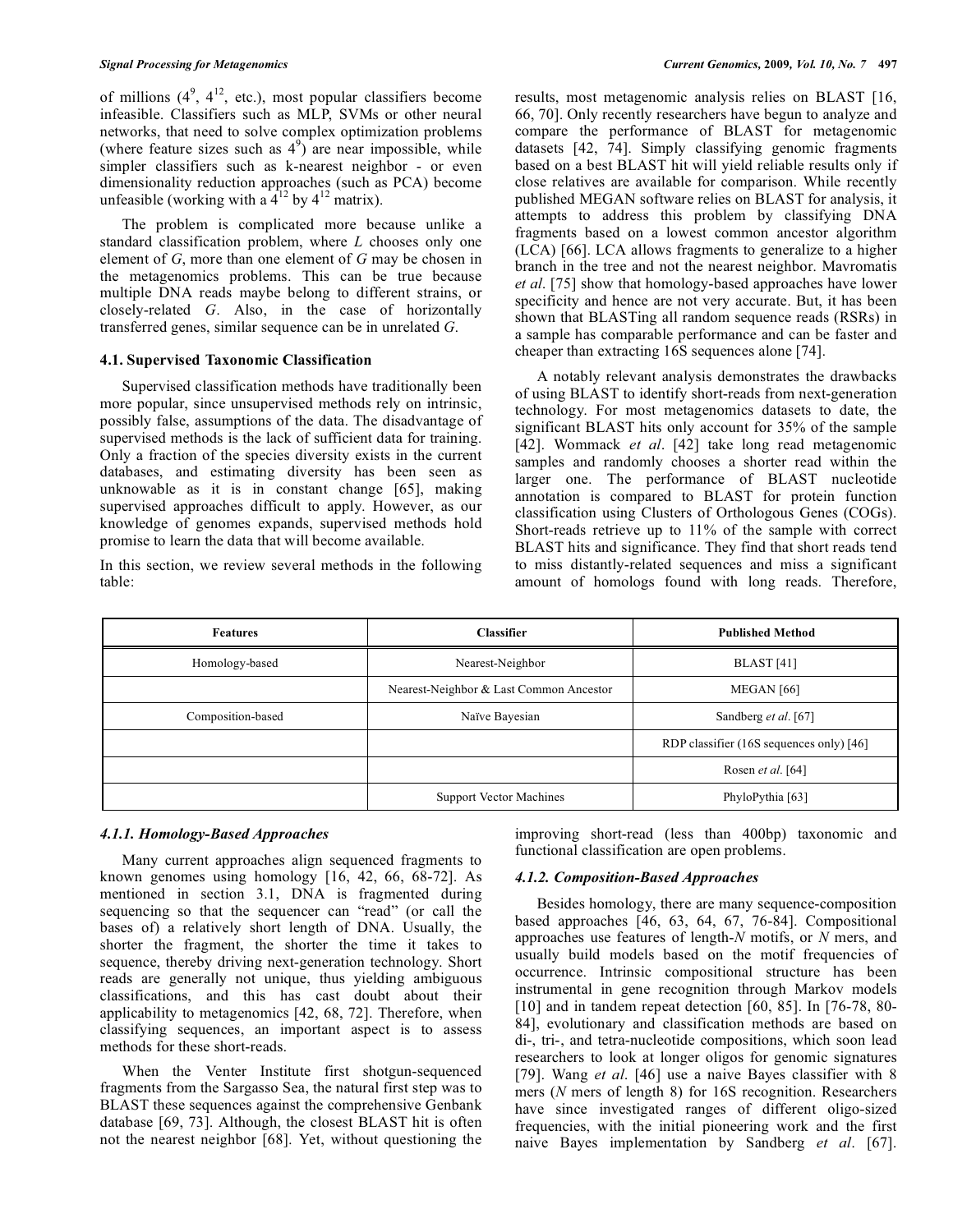of millions ($4^9$, $4^{12}$, etc.), most popular classifiers become infeasible. Classifiers such as MLP, SVMs or other neural networks, that need to solve complex optimization problems (where feature sizes such as $4^9$) are near impossible, while simpler classifiers such as k-nearest neighbor - or even dimensionality reduction approaches (such as PCA) become unfeasible (working with a $4^{12}$ by $4^{12}$ matrix).

The problem is complicated more because unlike a standard classification problem, where *L* chooses only one element of *G*, more than one element of *G* may be chosen in the metagenomics problems. This can be true because multiple DNA reads maybe belong to different strains, or closely-related *G*. Also, in the case of horizontally transferred genes, similar sequence can be in unrelated *G*.

### 4.1. Supervised Taxonomic Classification

Supervised classification methods have traditionally been more popular, since unsupervised methods rely on intrinsic, possibly false, assumptions of the data. The disadvantage of supervised methods is the lack of sufficient data for training. Only a fraction of the species diversity exists in the current databases, and estimating diversity has been seen as unknowable as it is in constant change [65], making supervised approaches difficult to apply. However, as our knowledge of genomes expands, supervised methods hold promise to learn the data that will become available.

In this section, we review several methods in the following table:

| Features | Classifier | Published Method |
|---|---|---|
| Homology-based | Nearest-Neighbor | BLAST [41] |
| | Nearest-Neighbor & Last Common Ancestor | MEGAN [66] |
| Composition-based | Naïve Bayesian | Sandberg *et al*. [67] |
| | | RDP classifier (16S sequences only) [46] |
| | | Rosen *et al*. [64] |
| | Support Vector Machines | PhyloPythia [63] |

#### 4.1.1. Homology-Based Approaches

Many current approaches align sequenced fragments to known genomes using homology [16, 42, 66, 68-72]. As mentioned in section 3.1, DNA is fragmented during sequencing so that the sequencer can "read" (or call the bases of) a relatively short length of DNA. Usually, the shorter the fragment, the shorter the time it takes to sequence, thereby driving next-generation technology. Short reads are generally not unique, thus yielding ambiguous classifications, and this has cast doubt about their applicability to metagenomics [42, 68, 72]. Therefore, when classifying sequences, an important aspect is to assess methods for these short-reads.

When the Venter Institute first shotgun-sequenced fragments from the Sargasso Sea, the natural first step was to BLAST these sequences against the comprehensive Genbank database [69, 73]. Although, the closest BLAST hit is often not the nearest neighbor [68]. Yet, without questioning the results, most metagenomic analysis relies on BLAST [16, 66, 70]. Only recently researchers have begun to analyze and compare the performance of BLAST for metagenomic datasets [42, 74]. Simply classifying genomic fragments based on a best BLAST hit will yield reliable results only if close relatives are available for comparison. While recently published MEGAN software relies on BLAST for analysis, it attempts to address this problem by classifying DNA fragments based on a lowest common ancestor algorithm (LCA) [66]. LCA allows fragments to generalize to a higher branch in the tree and not the nearest neighbor. Mavromatis *et al*. [75] show that homology-based approaches have lower specificity and hence are not very accurate. But, it has been shown that BLASTing all random sequence reads (RSRs) in a sample has comparable performance and can be faster and cheaper than extracting 16S sequences alone [74].

A notably relevant analysis demonstrates the drawbacks of using BLAST to identify short-reads from next-generation technology. For most metagenomics datasets to date, the significant BLAST hits only account for 35% of the sample [42]. Wommack *et al*. [42] take long read metagenomic samples and randomly chooses a shorter read within the larger one. The performance of BLAST nucleotide annotation is compared to BLAST for protein function classification using Clusters of Orthologous Genes (COGs). Short-reads retrieve up to 11% of the sample with correct BLAST hits and significance. They find that short reads tend to miss distantly-related sequences and miss a significant amount of homologs found with long reads. Therefore, improving short-read (less than 400bp) taxonomic and functional classification are open problems.

#### 4.1.2. Composition-Based Approaches

Besides homology, there are many sequence-composition based approaches [46, 63, 64, 67, 76-84]. Compositional approaches use features of length-*N* motifs, or *N* mers, and usually build models based on the motif frequencies of occurrence. Intrinsic compositional structure has been instrumental in gene recognition through Markov models [10] and in tandem repeat detection [60, 85]. In [76-78, 80-84], evolutionary and classification methods are based on di-, tri-, and tetra-nucleotide compositions, which soon lead researchers to look at longer oligos for genomic signatures [79]. Wang *et al*. [46] use a naive Bayes classifier with 8 mers (*N* mers of length 8) for 16S recognition. Researchers have since investigated ranges of different oligo-sized frequencies, with the initial pioneering work and the first naive Bayes implementation by Sandberg *et al*. [67].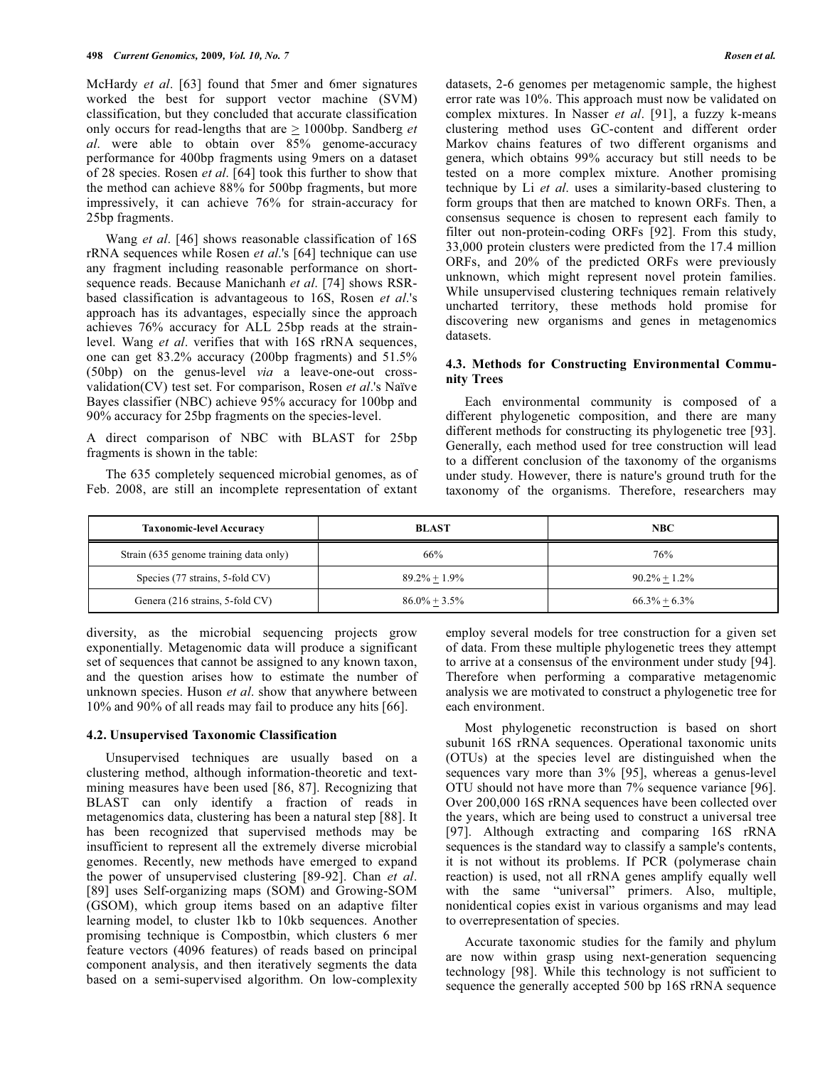McHardy *et al*. [63] found that 5mer and 6mer signatures worked the best for support vector machine (SVM) classification, but they concluded that accurate classification only occurs for read-lengths that are ≥ 1000bp. Sandberg *et al*. were able to obtain over 85% genome-accuracy performance for 400bp fragments using 9mers on a dataset of 28 species. Rosen *et al*. [64] took this further to show that the method can achieve 88% for 500bp fragments, but more impressively, it can achieve 76% for strain-accuracy for 25bp fragments.

Wang *et al*. [46] shows reasonable classification of 16S rRNA sequences while Rosen *et al*.'s [64] technique can use any fragment including reasonable performance on short-sequence reads. Because Manichanh *et al*. [74] shows RSR-based classification is advantageous to 16S, Rosen *et al*.'s approach has its advantages, especially since the approach achieves 76% accuracy for ALL 25bp reads at the strain-level. Wang *et al*. verifies that with 16S rRNA sequences, one can get 83.2% accuracy (200bp fragments) and 51.5% (50bp) on the genus-level *via* a leave-one-out cross-validation(CV) test set. For comparison, Rosen *et al*.'s Naïve Bayes classifier (NBC) achieve 95% accuracy for 100bp and 90% accuracy for 25bp fragments on the species-level.

A direct comparison of NBC with BLAST for 25bp fragments is shown in the table:

| Taxonomic-level Accuracy | BLAST | NBC |
|---|---|---|
| Strain (635 genome training data only) | 66% | 76% |
| Species (77 strains, 5-fold CV) | 89.2% ± 1.9% | 90.2% ± 1.2% |
| Genera (216 strains, 5-fold CV) | 86.0% ± 3.5% | 66.3% ± 6.3% |

The 635 completely sequenced microbial genomes, as of Feb. 2008, are still an incomplete representation of extant diversity, as the microbial sequencing projects grow exponentially. Metagenomic data will produce a significant set of sequences that cannot be assigned to any known taxon, and the question arises how to estimate the number of unknown species. Huson *et al*. show that anywhere between 10% and 90% of all reads may fail to produce any hits [66].

### 4.2. Unsupervised Taxonomic Classification

Unsupervised techniques are usually based on a clustering method, although information-theoretic and text-mining measures have been used [86, 87]. Recognizing that BLAST can only identify a fraction of reads in metagenomics data, clustering has been a natural step [88]. It has been recognized that supervised methods may be insufficient to represent all the extremely diverse microbial genomes. Recently, new methods have emerged to expand the power of unsupervised clustering [89-92]. Chan *et al*. [89] uses Self-organizing maps (SOM) and Growing-SOM (GSOM), which group items based on an adaptive filter learning model, to cluster 1kb to 10kb sequences. Another promising technique is Compostbin, which clusters 6 mer feature vectors (4096 features) of reads based on principal component analysis, and then iteratively segments the data based on a semi-supervised algorithm. On low-complexity datasets, 2-6 genomes per metagenomic sample, the highest error rate was 10%. This approach must now be validated on complex mixtures. In Nasser *et al*. [91], a fuzzy k-means clustering method uses GC-content and different order Markov chains features of two different organisms and genera, which obtains 99% accuracy but still needs to be tested on a more complex mixture. Another promising technique by Li *et al*. uses a similarity-based clustering to form groups that then are matched to known ORFs. Then, a consensus sequence is chosen to represent each family to filter out non-protein-coding ORFs [92]. From this study, 33,000 protein clusters were predicted from the 17.4 million ORFs, and 20% of the predicted ORFs were previously unknown, which might represent novel protein families. While unsupervised clustering techniques remain relatively uncharted territory, these methods hold promise for discovering new organisms and genes in metagenomics datasets.

### 4.3. Methods for Constructing Environmental Community Trees

Each environmental community is composed of a different phylogenetic composition, and there are many different methods for constructing its phylogenetic tree [93]. Generally, each method used for tree construction will lead to a different conclusion of the taxonomy of the organisms under study. However, there is nature's ground truth for the taxonomy of the organisms. Therefore, researchers may employ several models for tree construction for a given set of data. From these multiple phylogenetic trees they attempt to arrive at a consensus of the environment under study [94]. Therefore when performing a comparative metagenomic analysis we are motivated to construct a phylogenetic tree for each environment.

Most phylogenetic reconstruction is based on short subunit 16S rRNA sequences. Operational taxonomic units (OTUs) at the species level are distinguished when the sequences vary more than 3% [95], whereas a genus-level OTU should not have more than 7% sequence variance [96]. Over 200,000 16S rRNA sequences have been collected over the years, which are being used to construct a universal tree [97]. Although extracting and comparing 16S rRNA sequences is the standard way to classify a sample's contents, it is not without its problems. If PCR (polymerase chain reaction) is used, not all rRNA genes amplify equally well with the same "universal" primers. Also, multiple, nonidentical copies exist in various organisms and may lead to overrepresentation of species.

Accurate taxonomic studies for the family and phylum are now within grasp using next-generation sequencing technology [98]. While this technology is not sufficient to sequence the generally accepted 500 bp 16S rRNA sequence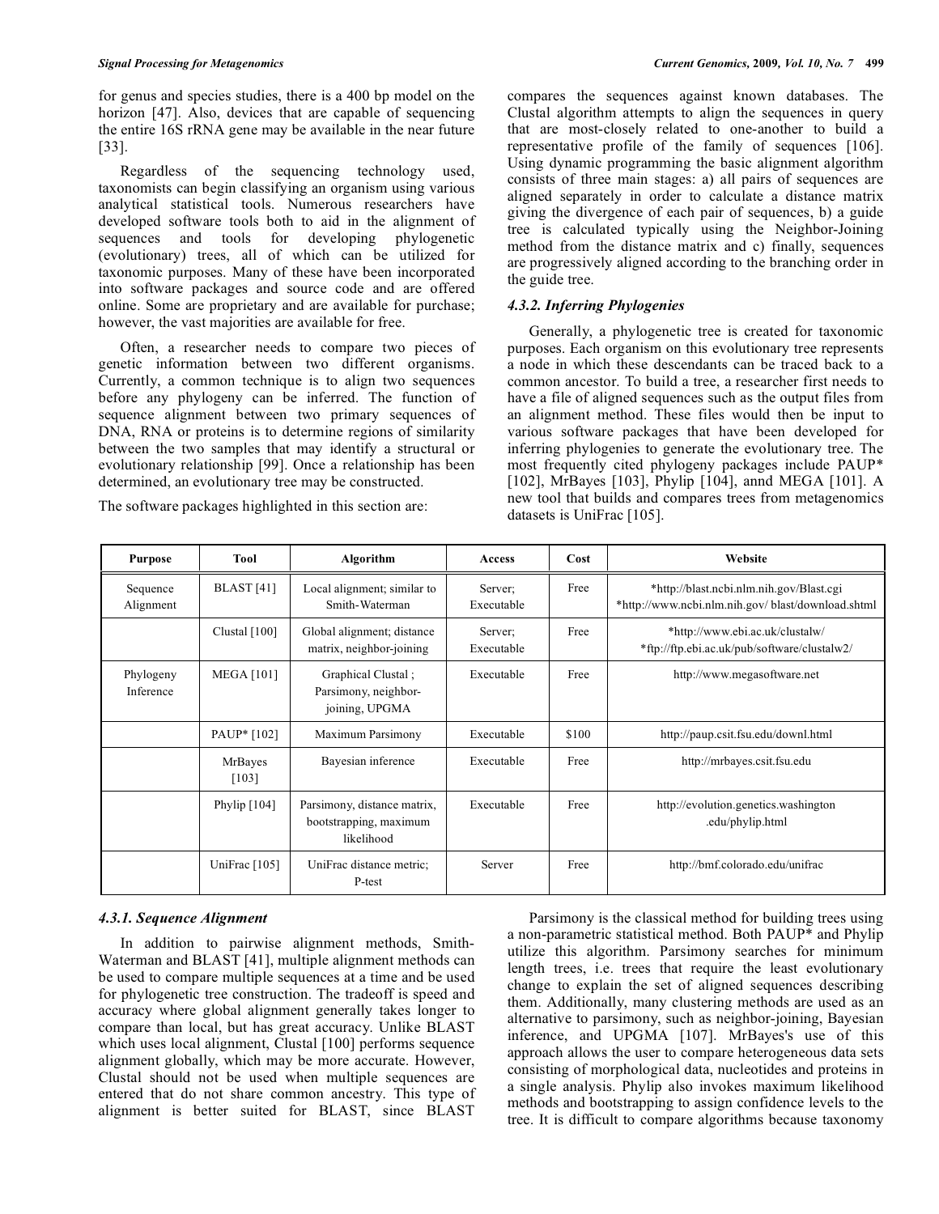for genus and species studies, there is a 400 bp model on the horizon [47]. Also, devices that are capable of sequencing the entire 16S rRNA gene may be available in the near future [33].

Regardless of the sequencing technology used, taxonomists can begin classifying an organism using various analytical statistical tools. Numerous researchers have developed software tools both to aid in the alignment of sequences and tools for developing phylogenetic (evolutionary) trees, all of which can be utilized for taxonomic purposes. Many of these have been incorporated into software packages and source code and are offered online. Some are proprietary and are available for purchase; however, the vast majorities are available for free.

Often, a researcher needs to compare two pieces of genetic information between two different organisms. Currently, a common technique is to align two sequences before any phylogeny can be inferred. The function of sequence alignment between two primary sequences of DNA, RNA or proteins is to determine regions of similarity between the two samples that may identify a structural or evolutionary relationship [99]. Once a relationship has been determined, an evolutionary tree may be constructed.

The software packages highlighted in this section are:

| Purpose | Tool | Algorithm | Access | Cost | Website |
|---|---|---|---|---|---|
| Sequence Alignment | BLAST [41] | Local alignment; similar to Smith-Waterman | Server; Executable | Free | *http://blast.ncbi.nlm.nih.gov/Blast.cgi *http://www.ncbi.nlm.nih.gov/ blast/download.shtml |
| | Clustal [100] | Global alignment; distance matrix, neighbor-joining | Server; Executable | Free | *http://www.ebi.ac.uk/clustalw/ *ftp://ftp.ebi.ac.uk/pub/software/clustalw2/ |
| Phylogeny Inference | MEGA [101] | Graphical Clustal ; Parsimony, neighbor-joining, UPGMA | Executable | Free | http://www.megasoftware.net |
| | PAUP* [102] | Maximum Parsimony | Executable | $100 | http://paup.csit.fsu.edu/downl.html |
| | MrBayes [103] | Bayesian inference | Executable | Free | http://mrbayes.csit.fsu.edu |
| | Phylip [104] | Parsimony, distance matrix, bootstrapping, maximum likelihood | Executable | Free | http://evolution.genetics.washington .edu/phylip.html |
| | UniFrac [105] | UniFrac distance metric; P-test | Server | Free | http://bmf.colorado.edu/unifrac |

### 4.3.1. Sequence Alignment

In addition to pairwise alignment methods, Smith-Waterman and BLAST [41], multiple alignment methods can be used to compare multiple sequences at a time and be used for phylogenetic tree construction. The tradeoff is speed and accuracy where global alignment generally takes longer to compare than local, but has great accuracy. Unlike BLAST which uses local alignment, Clustal [100] performs sequence alignment globally, which may be more accurate. However, Clustal should not be used when multiple sequences are entered that do not share common ancestry. This type of alignment is better suited for BLAST, since BLAST compares the sequences against known databases. The Clustal algorithm attempts to align the sequences in query that are most-closely related to one-another to build a representative profile of the family of sequences [106]. Using dynamic programming the basic alignment algorithm consists of three main stages: a) all pairs of sequences are aligned separately in order to calculate a distance matrix giving the divergence of each pair of sequences, b) a guide tree is calculated typically using the Neighbor-Joining method from the distance matrix and c) finally, sequences are progressively aligned according to the branching order in the guide tree.

### 4.3.2. Inferring Phylogenies

Generally, a phylogenetic tree is created for taxonomic purposes. Each organism on this evolutionary tree represents a node in which these descendants can be traced back to a common ancestor. To build a tree, a researcher first needs to have a file of aligned sequences such as the output files from an alignment method. These files would then be input to various software packages that have been developed for inferring phylogenies to generate the evolutionary tree. The most frequently cited phylogeny packages include PAUP* [102], MrBayes [103], Phylip [104], annd MEGA [101]. A new tool that builds and compares trees from metagenomics datasets is UniFrac [105].

Parsimony is the classical method for building trees using a non-parametric statistical method. Both PAUP* and Phylip utilize this algorithm. Parsimony searches for minimum length trees, i.e. trees that require the least evolutionary change to explain the set of aligned sequences describing them. Additionally, many clustering methods are used as an alternative to parsimony, such as neighbor-joining, Bayesian inference, and UPGMA [107]. MrBayes's use of this approach allows the user to compare heterogeneous data sets consisting of morphological data, nucleotides and proteins in a single analysis. Phylip also invokes maximum likelihood methods and bootstrapping to assign confidence levels to the tree. It is difficult to compare algorithms because taxonomy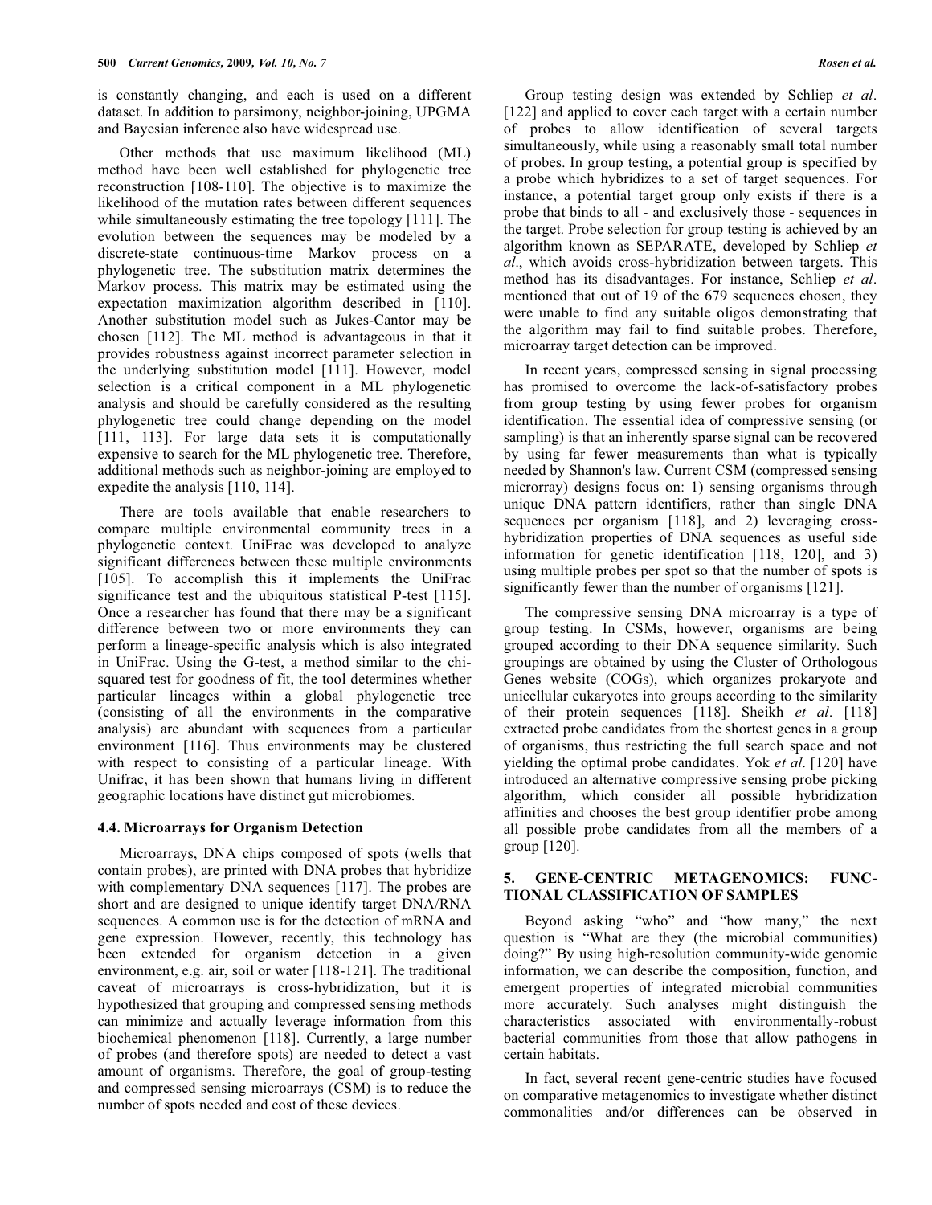is constantly changing, and each is used on a different dataset. In addition to parsimony, neighbor-joining, UPGMA and Bayesian inference also have widespread use.

Other methods that use maximum likelihood (ML) method have been well established for phylogenetic tree reconstruction [108-110]. The objective is to maximize the likelihood of the mutation rates between different sequences while simultaneously estimating the tree topology [111]. The evolution between the sequences may be modeled by a discrete-state continuous-time Markov process on a phylogenetic tree. The substitution matrix determines the Markov process. This matrix may be estimated using the expectation maximization algorithm described in [110]. Another substitution model such as Jukes-Cantor may be chosen [112]. The ML method is advantageous in that it provides robustness against incorrect parameter selection in the underlying substitution model [111]. However, model selection is a critical component in a ML phylogenetic analysis and should be carefully considered as the resulting phylogenetic tree could change depending on the model [111, 113]. For large data sets it is computationally expensive to search for the ML phylogenetic tree. Therefore, additional methods such as neighbor-joining are employed to expedite the analysis [110, 114].

There are tools available that enable researchers to compare multiple environmental community trees in a phylogenetic context. UniFrac was developed to analyze significant differences between these multiple environments [105]. To accomplish this it implements the UniFrac significance test and the ubiquitous statistical P-test [115]. Once a researcher has found that there may be a significant difference between two or more environments they can perform a lineage-specific analysis which is also integrated in UniFrac. Using the G-test, a method similar to the chi-squared test for goodness of fit, the tool determines whether particular lineages within a global phylogenetic tree (consisting of all the environments in the comparative analysis) are abundant with sequences from a particular environment [116]. Thus environments may be clustered with respect to consisting of a particular lineage. With Unifrac, it has been shown that humans living in different geographic locations have distinct gut microbiomes.

### 4.4. Microarrays for Organism Detection

Microarrays, DNA chips composed of spots (wells that contain probes), are printed with DNA probes that hybridize with complementary DNA sequences [117]. The probes are short and are designed to unique identify target DNA/RNA sequences. A common use is for the detection of mRNA and gene expression. However, recently, this technology has been extended for organism detection in a given environment, e.g. air, soil or water [118-121]. The traditional caveat of microarrays is cross-hybridization, but it is hypothesized that grouping and compressed sensing methods can minimize and actually leverage information from this biochemical phenomenon [118]. Currently, a large number of probes (and therefore spots) are needed to detect a vast amount of organisms. Therefore, the goal of group-testing and compressed sensing microarrays (CSM) is to reduce the number of spots needed and cost of these devices.

Group testing design was extended by Schliep *et al*. [122] and applied to cover each target with a certain number of probes to allow identification of several targets simultaneously, while using a reasonably small total number of probes. In group testing, a potential group is specified by a probe which hybridizes to a set of target sequences. For instance, a potential target group only exists if there is a probe that binds to all - and exclusively those - sequences in the target. Probe selection for group testing is achieved by an algorithm known as SEPARATE, developed by Schliep *et al*., which avoids cross-hybridization between targets. This method has its disadvantages. For instance, Schliep *et al*. mentioned that out of 19 of the 679 sequences chosen, they were unable to find any suitable oligos demonstrating that the algorithm may fail to find suitable probes. Therefore, microarray target detection can be improved.

In recent years, compressed sensing in signal processing has promised to overcome the lack-of-satisfactory probes from group testing by using fewer probes for organism identification. The essential idea of compressive sensing (or sampling) is that an inherently sparse signal can be recovered by using far fewer measurements than what is typically needed by Shannon's law. Current CSM (compressed sensing microrray) designs focus on: 1) sensing organisms through unique DNA pattern identifiers, rather than single DNA sequences per organism [118], and 2) leveraging cross-hybridization properties of DNA sequences as useful side information for genetic identification [118, 120], and 3) using multiple probes per spot so that the number of spots is significantly fewer than the number of organisms [121].

The compressive sensing DNA microarray is a type of group testing. In CSMs, however, organisms are being grouped according to their DNA sequence similarity. Such groupings are obtained by using the Cluster of Orthologous Genes website (COGs), which organizes prokaryote and unicellular eukaryotes into groups according to the similarity of their protein sequences [118]. Sheikh *et al*. [118] extracted probe candidates from the shortest genes in a group of organisms, thus restricting the full search space and not yielding the optimal probe candidates. Yok *et al*. [120] have introduced an alternative compressive sensing probe picking algorithm, which consider all possible hybridization affinities and chooses the best group identifier probe among all possible probe candidates from all the members of a group [120].

## 5. GENE-CENTRIC METAGENOMICS: FUNCTIONAL CLASSIFICATION OF SAMPLES

Beyond asking "who" and "how many," the next question is "What are they (the microbial communities) doing?" By using high-resolution community-wide genomic information, we can describe the composition, function, and emergent properties of integrated microbial communities more accurately. Such analyses might distinguish the characteristics associated with environmentally-robust bacterial communities from those that allow pathogens in certain habitats.

In fact, several recent gene-centric studies have focused on comparative metagenomics to investigate whether distinct commonalities and/or differences can be observed in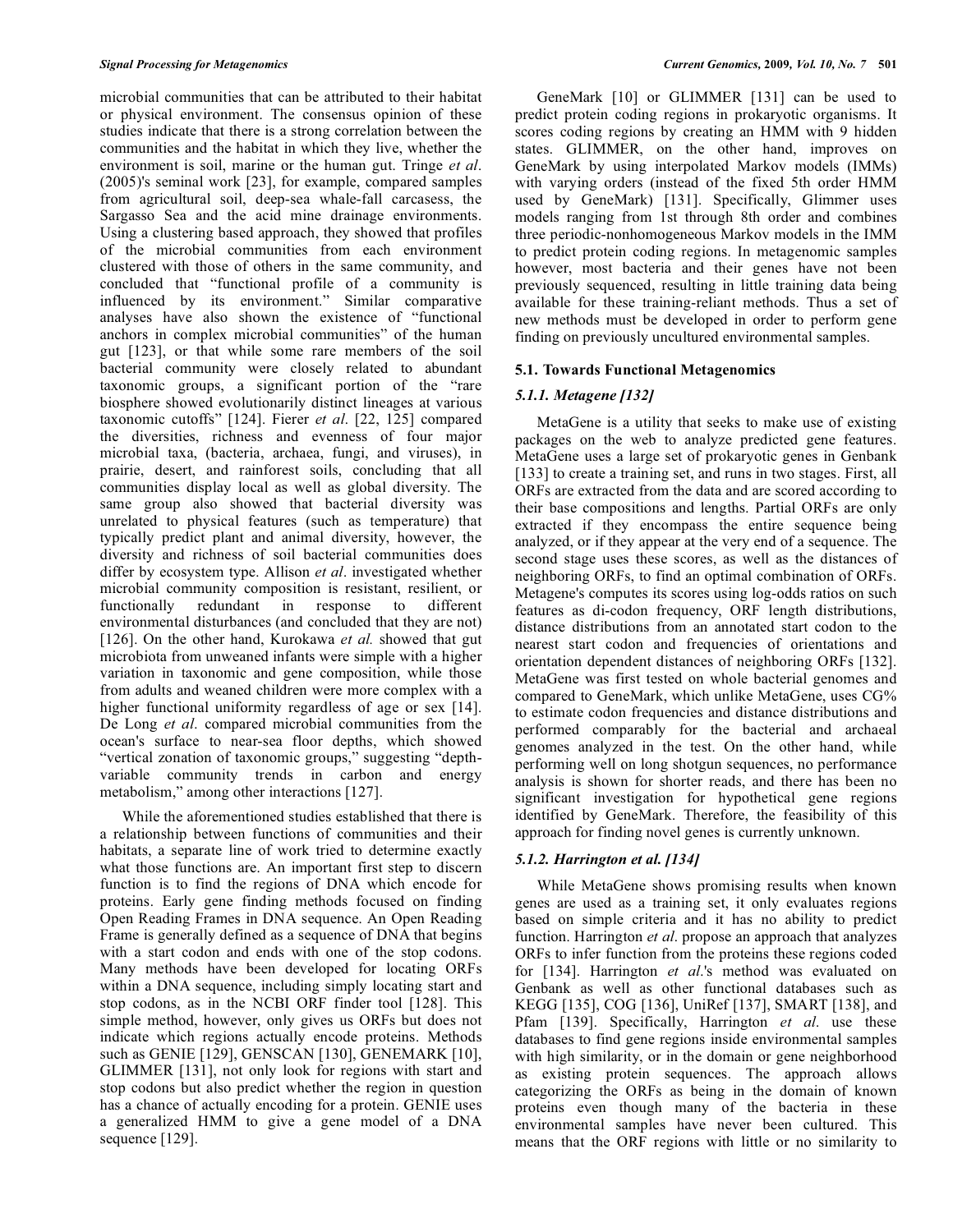microbial communities that can be attributed to their habitat or physical environment. The consensus opinion of these studies indicate that there is a strong correlation between the communities and the habitat in which they live, whether the environment is soil, marine or the human gut. Tringe *et al*. (2005)'s seminal work [23], for example, compared samples from agricultural soil, deep-sea whale-fall carcasess, the Sargasso Sea and the acid mine drainage environments. Using a clustering based approach, they showed that profiles of the microbial communities from each environment clustered with those of others in the same community, and concluded that "functional profile of a community is influenced by its environment." Similar comparative analyses have also shown the existence of "functional anchors in complex microbial communities" of the human gut [123], or that while some rare members of the soil bacterial community were closely related to abundant taxonomic groups, a significant portion of the "rare biosphere showed evolutionarily distinct lineages at various taxonomic cutoffs" [124]. Fierer *et al*. [22, 125] compared the diversities, richness and evenness of four major microbial taxa, (bacteria, archaea, fungi, and viruses), in prairie, desert, and rainforest soils, concluding that all communities display local as well as global diversity. The same group also showed that bacterial diversity was unrelated to physical features (such as temperature) that typically predict plant and animal diversity, however, the diversity and richness of soil bacterial communities does differ by ecosystem type. Allison *et al*. investigated whether microbial community composition is resistant, resilient, or functionally redundant in response to different environmental disturbances (and concluded that they are not) [126]. On the other hand, Kurokawa *et al.* showed that gut microbiota from unweaned infants were simple with a higher variation in taxonomic and gene composition, while those from adults and weaned children were more complex with a higher functional uniformity regardless of age or sex [14]. De Long *et al*. compared microbial communities from the ocean's surface to near-sea floor depths, which showed "vertical zonation of taxonomic groups," suggesting "depth-variable community trends in carbon and energy metabolism," among other interactions [127].

While the aforementioned studies established that there is a relationship between functions of communities and their habitats, a separate line of work tried to determine exactly what those functions are. An important first step to discern function is to find the regions of DNA which encode for proteins. Early gene finding methods focused on finding Open Reading Frames in DNA sequence. An Open Reading Frame is generally defined as a sequence of DNA that begins with a start codon and ends with one of the stop codons. Many methods have been developed for locating ORFs within a DNA sequence, including simply locating start and stop codons, as in the NCBI ORF finder tool [128]. This simple method, however, only gives us ORFs but does not indicate which regions actually encode proteins. Methods such as GENIE [129], GENSCAN [130], GENEMARK [10], GLIMMER [131], not only look for regions with start and stop codons but also predict whether the region in question has a chance of actually encoding for a protein. GENIE uses a generalized HMM to give a gene model of a DNA sequence [129].

GeneMark [10] or GLIMMER [131] can be used to predict protein coding regions in prokaryotic organisms. It scores coding regions by creating an HMM with 9 hidden states. GLIMMER, on the other hand, improves on GeneMark by using interpolated Markov models (IMMs) with varying orders (instead of the fixed 5th order HMM used by GeneMark) [131]. Specifically, Glimmer uses models ranging from 1st through 8th order and combines three periodic-nonhomogeneous Markov models in the IMM to predict protein coding regions. In metagenomic samples however, most bacteria and their genes have not been previously sequenced, resulting in little training data being available for these training-reliant methods. Thus a set of new methods must be developed in order to perform gene finding on previously uncultured environmental samples.

### 5.1. Towards Functional Metagenomics

#### *5.1.1. Metagene [132]*

MetaGene is a utility that seeks to make use of existing packages on the web to analyze predicted gene features. MetaGene uses a large set of prokaryotic genes in Genbank [133] to create a training set, and runs in two stages. First, all ORFs are extracted from the data and are scored according to their base compositions and lengths. Partial ORFs are only extracted if they encompass the entire sequence being analyzed, or if they appear at the very end of a sequence. The second stage uses these scores, as well as the distances of neighboring ORFs, to find an optimal combination of ORFs. Metagene's computes its scores using log-odds ratios on such features as di-codon frequency, ORF length distributions, distance distributions from an annotated start codon to the nearest start codon and frequencies of orientations and orientation dependent distances of neighboring ORFs [132]. MetaGene was first tested on whole bacterial genomes and compared to GeneMark, which unlike MetaGene, uses CG% to estimate codon frequencies and distance distributions and performed comparably for the bacterial and archaeal genomes analyzed in the test. On the other hand, while performing well on long shotgun sequences, no performance analysis is shown for shorter reads, and there has been no significant investigation for hypothetical gene regions identified by GeneMark. Therefore, the feasibility of this approach for finding novel genes is currently unknown.

#### *5.1.2. Harrington et al. [134]*

While MetaGene shows promising results when known genes are used as a training set, it only evaluates regions based on simple criteria and it has no ability to predict function. Harrington *et al*. propose an approach that analyzes ORFs to infer function from the proteins these regions coded for [134]. Harrington *et al*.'s method was evaluated on Genbank as well as other functional databases such as KEGG [135], COG [136], UniRef [137], SMART [138], and Pfam [139]. Specifically, Harrington *et al*. use these databases to find gene regions inside environmental samples with high similarity, or in the domain or gene neighborhood as existing protein sequences. The approach allows categorizing the ORFs as being in the domain of known proteins even though many of the bacteria in these environmental samples have never been cultured. This means that the ORF regions with little or no similarity to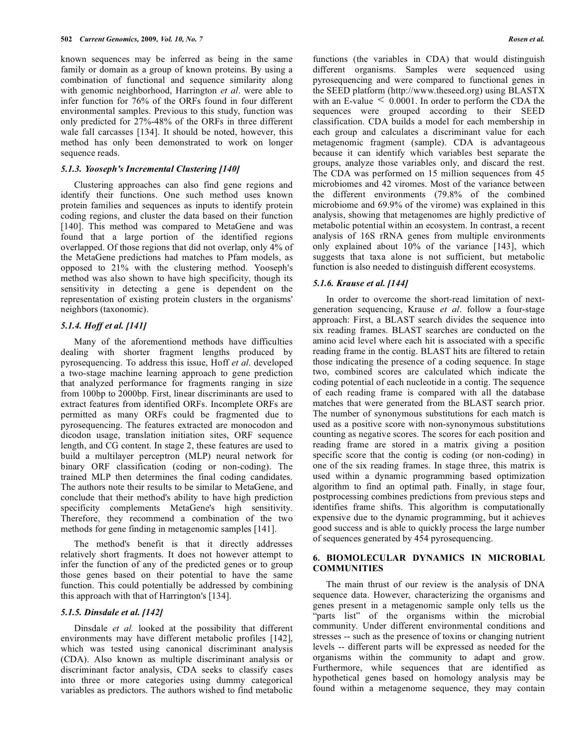known sequences may be inferred as being in the same family or domain as a group of known proteins. By using a combination of functional and sequence similarity along with genomic neighborhood, Harrington *et al*. were able to infer function for 76% of the ORFs found in four different environmental samples. Previous to this study, function was only predicted for 27%-48% of the ORFs in three different wale fall carcasses [134]. It should be noted, however, this method has only been demonstrated to work on longer sequence reads.

### *5.1.3. Yooseph's Incremental Clustering [140]*

Clustering approaches can also find gene regions and identify their functions. One such method uses known protein families and sequences as inputs to identify protein coding regions, and cluster the data based on their function [140]. This method was compared to MetaGene and was found that a large portion of the identified regions overlapped. Of those regions that did not overlap, only 4% of the MetaGene predictions had matches to Pfam models, as opposed to 21% with the clustering method. Yooseph's method was also shown to have high specificity, though its sensitivity in detecting a gene is dependent on the representation of existing protein clusters in the organisms' neighbors (taxonomic).

### *5.1.4. Hoff et al. [141]*

Many of the aforementiond methods have difficulties dealing with shorter fragment lengths produced by pyrosequencing. To address this issue, Hoff *et al*. developed a two-stage machine learning approach to gene prediction that analyzed performance for fragments ranging in size from 100bp to 2000bp. First, linear discriminants are used to extract features from identified ORFs. Incomplete ORFs are permitted as many ORFs could be fragmented due to pyrosequencing. The features extracted are monocodon and dicodon usage, translation initiation sites, ORF sequence length, and CG content. In stage 2, these features are used to build a multilayer perceptron (MLP) neural network for binary ORF classification (coding or non-coding). The trained MLP then determines the final coding candidates. The authors note their results to be similar to MetaGene, and conclude that their method's ability to have high prediction specificity complements MetaGene's high sensitivity. Therefore, they recommend a combination of the two methods for gene finding in metagenomic samples [141].

The method's benefit is that it directly addresses relatively short fragments. It does not however attempt to infer the function of any of the predicted genes or to group those genes based on their potential to have the same function. This could potentially be addressed by combining this approach with that of Harrington's [134].

### *5.1.5. Dinsdale et al. [142]*

Dinsdale *et al.* looked at the possibility that different environments may have different metabolic profiles [142], which was tested using canonical discriminant analysis (CDA). Also known as multiple discriminant analysis or discriminant factor analysis, CDA seeks to classify cases into three or more categories using dummy categorical variables as predictors. The authors wished to find metabolic functions (the variables in CDA) that would distinguish different organisms. Samples were sequenced using pyrosequencing and were compared to functional genes in the SEED platform (http://www.theseed.org) using BLASTX with an E-value $< 0.0001$. In order to perform the CDA the sequences were grouped according to their SEED classification. CDA builds a model for each membership in each group and calculates a discriminant value for each metagenomic fragment (sample). CDA is advantageous because it can identify which variables best separate the groups, analyze those variables only, and discard the rest. The CDA was performed on 15 million sequences from 45 microbiomes and 42 viromes. Most of the variance between the different environments (79.8% of the combined microbiome and 69.9% of the virome) was explained in this analysis, showing that metagenomes are highly predictive of metabolic potential within an ecosystem. In contrast, a recent analysis of 16S rRNA genes from multiple environments only explained about 10% of the variance [143], which suggests that taxa alone is not sufficient, but metabolic function is also needed to distinguish different ecosystems.

### *5.1.6. Krause et al. [144]*

In order to overcome the short-read limitation of next-generation sequencing, Krause *et al*. follow a four-stage approach: First, a BLAST search divides the sequence into six reading frames. BLAST searches are conducted on the amino acid level where each hit is associated with a specific reading frame in the contig. BLAST hits are filtered to retain those indicating the presence of a coding sequence. In stage two, combined scores are calculated which indicate the coding potential of each nucleotide in a contig. The sequence of each reading frame is compared with all the database matches that were generated from the BLAST search prior. The number of synonymous substitutions for each match is used as a positive score with non-synonymous substitutions counting as negative scores. The scores for each position and reading frame are stored in a matrix giving a position specific score that the contig is coding (or non-coding) in one of the six reading frames. In stage three, this matrix is used within a dynamic programming based optimization algorithm to find an optimal path. Finally, in stage four, postprocessing combines predictions from previous steps and identifies frame shifts. This algorithm is computationally expensive due to the dynamic programming, but it achieves good success and is able to quickly process the large number of sequences generated by 454 pyrosequencing.

## 6. BIOMOLECULAR DYNAMICS IN MICROBIAL COMMUNITIES

The main thrust of our review is the analysis of DNA sequence data. However, characterizing the organisms and genes present in a metagenomic sample only tells us the "parts list" of the organisms within the microbial community. Under different environmental conditions and stresses -- such as the presence of toxins or changing nutrient levels -- different parts will be expressed as needed for the organisms within the community to adapt and grow. Furthermore, while sequences that are identified as hypothetical genes based on homology analysis may be found within a metagenome sequence, they may contain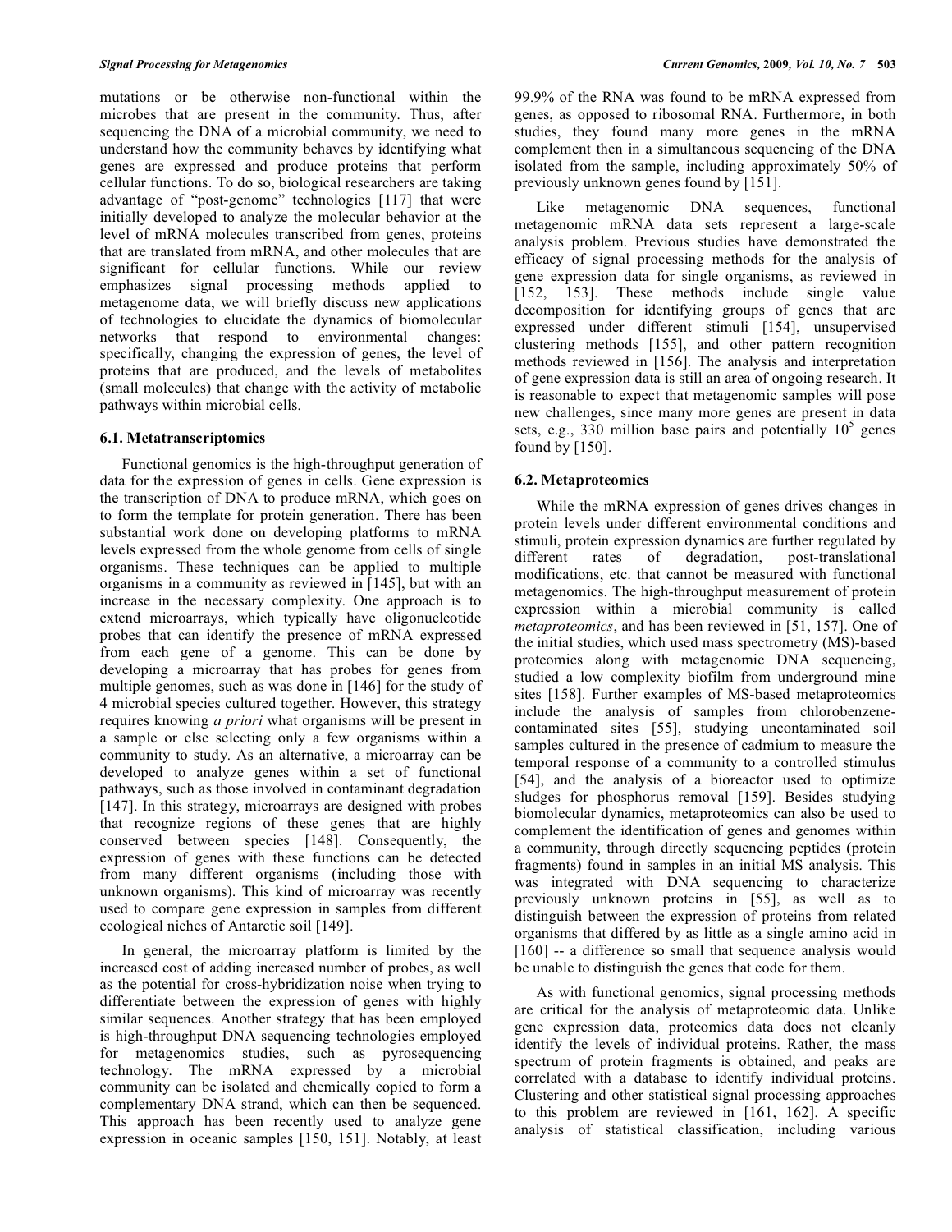mutations or be otherwise non-functional within the microbes that are present in the community. Thus, after sequencing the DNA of a microbial community, we need to understand how the community behaves by identifying what genes are expressed and produce proteins that perform cellular functions. To do so, biological researchers are taking advantage of "post-genome" technologies [117] that were initially developed to analyze the molecular behavior at the level of mRNA molecules transcribed from genes, proteins that are translated from mRNA, and other molecules that are significant for cellular functions. While our review emphasizes signal processing methods applied to metagenome data, we will briefly discuss new applications of technologies to elucidate the dynamics of biomolecular networks that respond to environmental changes: specifically, changing the expression of genes, the level of proteins that are produced, and the levels of metabolites (small molecules) that change with the activity of metabolic pathways within microbial cells.

### 6.1. Metatranscriptomics

Functional genomics is the high-throughput generation of data for the expression of genes in cells. Gene expression is the transcription of DNA to produce mRNA, which goes on to form the template for protein generation. There has been substantial work done on developing platforms to mRNA levels expressed from the whole genome from cells of single organisms. These techniques can be applied to multiple organisms in a community as reviewed in [145], but with an increase in the necessary complexity. One approach is to extend microarrays, which typically have oligonucleotide probes that can identify the presence of mRNA expressed from each gene of a genome. This can be done by developing a microarray that has probes for genes from multiple genomes, such as was done in [146] for the study of 4 microbial species cultured together. However, this strategy requires knowing *a priori* what organisms will be present in a sample or else selecting only a few organisms within a community to study. As an alternative, a microarray can be developed to analyze genes within a set of functional pathways, such as those involved in contaminant degradation [147]. In this strategy, microarrays are designed with probes that recognize regions of these genes that are highly conserved between species [148]. Consequently, the expression of genes with these functions can be detected from many different organisms (including those with unknown organisms). This kind of microarray was recently used to compare gene expression in samples from different ecological niches of Antarctic soil [149].

In general, the microarray platform is limited by the increased cost of adding increased number of probes, as well as the potential for cross-hybridization noise when trying to differentiate between the expression of genes with highly similar sequences. Another strategy that has been employed is high-throughput DNA sequencing technologies employed for metagenomics studies, such as pyrosequencing technology. The mRNA expressed by a microbial community can be isolated and chemically copied to form a complementary DNA strand, which can then be sequenced. This approach has been recently used to analyze gene expression in oceanic samples [150, 151]. Notably, at least 99.9% of the RNA was found to be mRNA expressed from genes, as opposed to ribosomal RNA. Furthermore, in both studies, they found many more genes in the mRNA complement then in a simultaneous sequencing of the DNA isolated from the sample, including approximately 50% of previously unknown genes found by [151].

Like metagenomic DNA sequences, functional metagenomic mRNA data sets represent a large-scale analysis problem. Previous studies have demonstrated the efficacy of signal processing methods for the analysis of gene expression data for single organisms, as reviewed in [152, 153]. These methods include single value decomposition for identifying groups of genes that are expressed under different stimuli [154], unsupervised clustering methods [155], and other pattern recognition methods reviewed in [156]. The analysis and interpretation of gene expression data is still an area of ongoing research. It is reasonable to expect that metagenomic samples will pose new challenges, since many more genes are present in data sets, e.g., 330 million base pairs and potentially $10^5$ genes found by [150].

### 6.2. Metaproteomics

While the mRNA expression of genes drives changes in protein levels under different environmental conditions and stimuli, protein expression dynamics are further regulated by different rates of degradation, post-translational modifications, etc. that cannot be measured with functional metagenomics. The high-throughput measurement of protein expression within a microbial community is called *metaproteomics*, and has been reviewed in [51, 157]. One of the initial studies, which used mass spectrometry (MS)-based proteomics along with metagenomic DNA sequencing, studied a low complexity biofilm from underground mine sites [158]. Further examples of MS-based metaproteomics include the analysis of samples from chlorobenzene-contaminated sites [55], studying uncontaminated soil samples cultured in the presence of cadmium to measure the temporal response of a community to a controlled stimulus [54], and the analysis of a bioreactor used to optimize sludges for phosphorus removal [159]. Besides studying biomolecular dynamics, metaproteomics can also be used to complement the identification of genes and genomes within a community, through directly sequencing peptides (protein fragments) found in samples in an initial MS analysis. This was integrated with DNA sequencing to characterize previously unknown proteins in [55], as well as to distinguish between the expression of proteins from related organisms that differed by as little as a single amino acid in [160] -- a difference so small that sequence analysis would be unable to distinguish the genes that code for them.

As with functional genomics, signal processing methods are critical for the analysis of metaproteomic data. Unlike gene expression data, proteomics data does not cleanly identify the levels of individual proteins. Rather, the mass spectrum of protein fragments is obtained, and peaks are correlated with a database to identify individual proteins. Clustering and other statistical signal processing approaches to this problem are reviewed in [161, 162]. A specific analysis of statistical classification, including various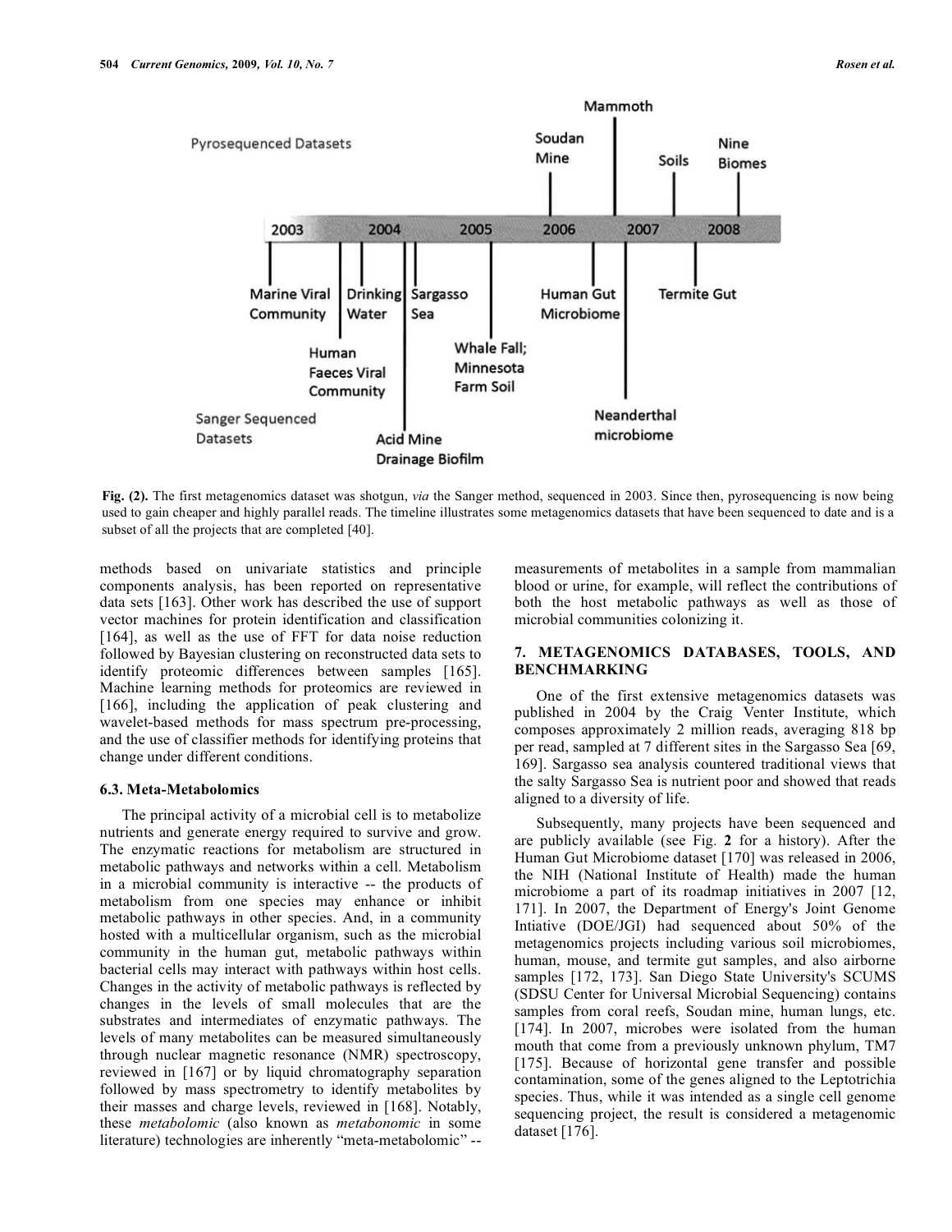Fig. (2). The first metagenomics dataset was shotgun, *via* the Sanger method, sequenced in 2003. Since then, pyrosequencing is now being used to gain cheaper and highly parallel reads. The timeline illustrates some metagenomics datasets that have been sequenced to date and is a subset of all the projects that are completed [40].

methods based on univariate statistics and principle components analysis, has been reported on representative data sets [163]. Other work has described the use of support vector machines for protein identification and classification [164], as well as the use of FFT for data noise reduction followed by Bayesian clustering on reconstructed data sets to identify proteomic differences between samples [165]. Machine learning methods for proteomics are reviewed in [166], including the application of peak clustering and wavelet-based methods for mass spectrum pre-processing, and the use of classifier methods for identifying proteins that change under different conditions.

### 6.3. Meta-Metabolomics

The principal activity of a microbial cell is to metabolize nutrients and generate energy required to survive and grow. The enzymatic reactions for metabolism are structured in metabolic pathways and networks within a cell. Metabolism in a microbial community is interactive -- the products of metabolism from one species may enhance or inhibit metabolic pathways in other species. And, in a community hosted with a multicellular organism, such as the microbial community in the human gut, metabolic pathways within bacterial cells may interact with pathways within host cells. Changes in the activity of metabolic pathways is reflected by changes in the levels of small molecules that are the substrates and intermediates of enzymatic pathways. The levels of many metabolites can be measured simultaneously through nuclear magnetic resonance (NMR) spectroscopy, reviewed in [167] or by liquid chromatography separation followed by mass spectrometry to identify metabolites by their masses and charge levels, reviewed in [168]. Notably, these *metabolomic* (also known as *metabonomic* in some literature) technologies are inherently "meta-metabolomic" -- measurements of metabolites in a sample from mammalian blood or urine, for example, will reflect the contributions of both the host metabolic pathways as well as those of microbial communities colonizing it.

## 7. METAGENOMICS DATABASES, TOOLS, AND BENCHMARKING

One of the first extensive metagenomics datasets was published in 2004 by the Craig Venter Institute, which composes approximately 2 million reads, averaging 818 bp per read, sampled at 7 different sites in the Sargasso Sea [69, 169]. Sargasso sea analysis countered traditional views that the salty Sargasso Sea is nutrient poor and showed that reads aligned to a diversity of life.

Subsequently, many projects have been sequenced and are publicly available (see Fig. **2** for a history). After the Human Gut Microbiome dataset [170] was released in 2006, the NIH (National Institute of Health) made the human microbiome a part of its roadmap initiatives in 2007 [12, 171]. In 2007, the Department of Energy's Joint Genome Intiative (DOE/JGI) had sequenced about 50% of the metagenomics projects including various soil microbiomes, human, mouse, and termite gut samples, and also airborne samples [172, 173]. San Diego State University's SCUMS (SDSU Center for Universal Microbial Sequencing) contains samples from coral reefs, Soudan mine, human lungs, etc. [174]. In 2007, microbes were isolated from the human mouth that come from a previously unknown phylum, TM7 [175]. Because of horizontal gene transfer and possible contamination, some of the genes aligned to the Leptotrichia species. Thus, while it was intended as a single cell genome sequencing project, the result is considered a metagenomic dataset [176].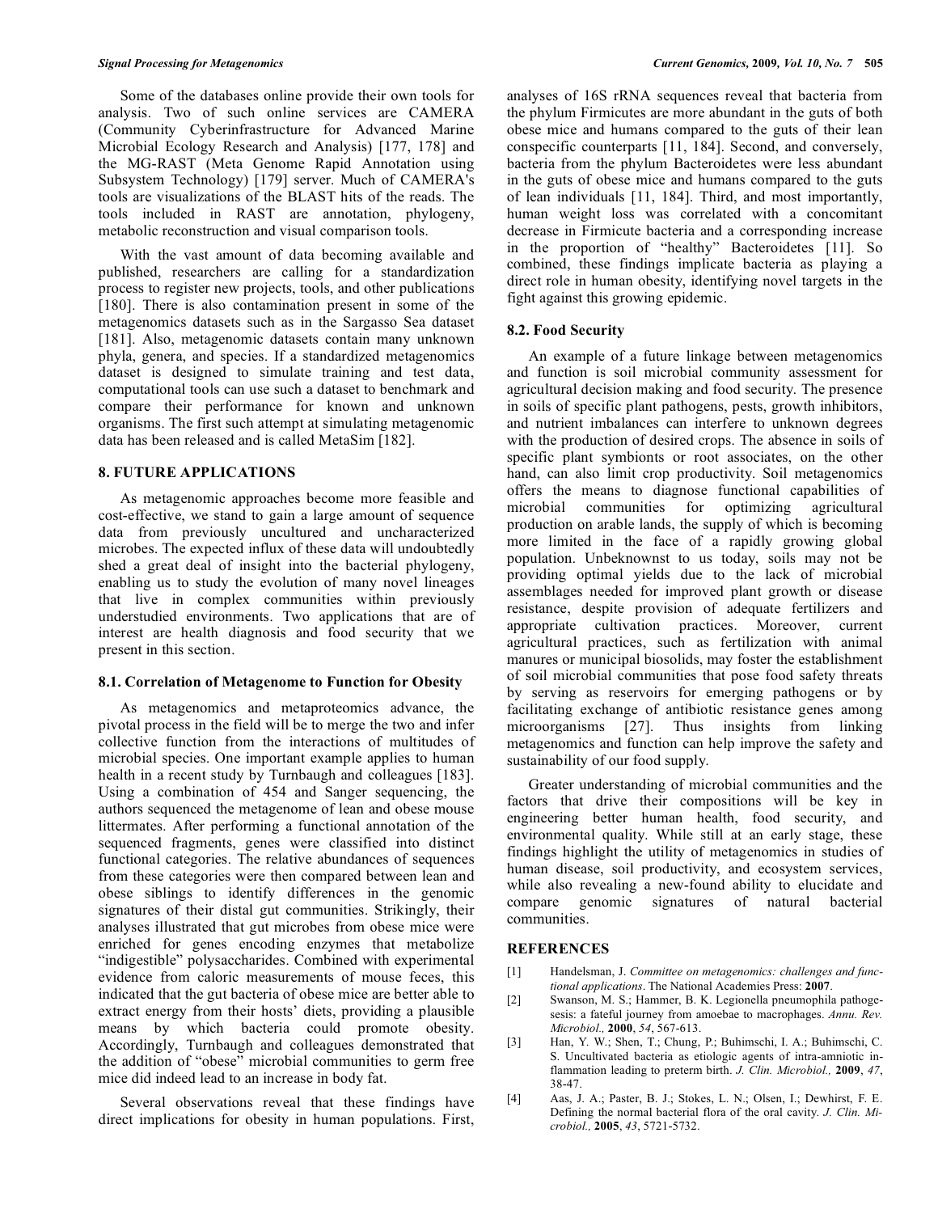Some of the databases online provide their own tools for analysis. Two of such online services are CAMERA (Community Cyberinfrastructure for Advanced Marine Microbial Ecology Research and Analysis) [177, 178] and the MG-RAST (Meta Genome Rapid Annotation using Subsystem Technology) [179] server. Much of CAMERA's tools are visualizations of the BLAST hits of the reads. The tools included in RAST are annotation, phylogeny, metabolic reconstruction and visual comparison tools.

With the vast amount of data becoming available and published, researchers are calling for a standardization process to register new projects, tools, and other publications [180]. There is also contamination present in some of the metagenomics datasets such as in the Sargasso Sea dataset [181]. Also, metagenomic datasets contain many unknown phyla, genera, and species. If a standardized metagenomics dataset is designed to simulate training and test data, computational tools can use such a dataset to benchmark and compare their performance for known and unknown organisms. The first such attempt at simulating metagenomic data has been released and is called MetaSim [182].

## 8. FUTURE APPLICATIONS

As metagenomic approaches become more feasible and cost-effective, we stand to gain a large amount of sequence data from previously uncultured and uncharacterized microbes. The expected influx of these data will undoubtedly shed a great deal of insight into the bacterial phylogeny, enabling us to study the evolution of many novel lineages that live in complex communities within previously understudied environments. Two applications that are of interest are health diagnosis and food security that we present in this section.

### 8.1. Correlation of Metagenome to Function for Obesity

As metagenomics and metaproteomics advance, the pivotal process in the field will be to merge the two and infer collective function from the interactions of multitudes of microbial species. One important example applies to human health in a recent study by Turnbaugh and colleagues [183]. Using a combination of 454 and Sanger sequencing, the authors sequenced the metagenome of lean and obese mouse littermates. After performing a functional annotation of the sequenced fragments, genes were classified into distinct functional categories. The relative abundances of sequences from these categories were then compared between lean and obese siblings to identify differences in the genomic signatures of their distal gut communities. Strikingly, their analyses illustrated that gut microbes from obese mice were enriched for genes encoding enzymes that metabolize "indigestible" polysaccharides. Combined with experimental evidence from caloric measurements of mouse feces, this indicated that the gut bacteria of obese mice are better able to extract energy from their hosts' diets, providing a plausible means by which bacteria could promote obesity. Accordingly, Turnbaugh and colleagues demonstrated that the addition of "obese" microbial communities to germ free mice did indeed lead to an increase in body fat.

Several observations reveal that these findings have direct implications for obesity in human populations. First, analyses of 16S rRNA sequences reveal that bacteria from the phylum Firmicutes are more abundant in the guts of both obese mice and humans compared to the guts of their lean conspecific counterparts [11, 184]. Second, and conversely, bacteria from the phylum Bacteroidetes were less abundant in the guts of obese mice and humans compared to the guts of lean individuals [11, 184]. Third, and most importantly, human weight loss was correlated with a concomitant decrease in Firmicute bacteria and a corresponding increase in the proportion of "healthy" Bacteroidetes [11]. So combined, these findings implicate bacteria as playing a direct role in human obesity, identifying novel targets in the fight against this growing epidemic.

### 8.2. Food Security

An example of a future linkage between metagenomics and function is soil microbial community assessment for agricultural decision making and food security. The presence in soils of specific plant pathogens, pests, growth inhibitors, and nutrient imbalances can interfere to unknown degrees with the production of desired crops. The absence in soils of specific plant symbionts or root associates, on the other hand, can also limit crop productivity. Soil metagenomics offers the means to diagnose functional capabilities of microbial communities for optimizing agricultural production on arable lands, the supply of which is becoming more limited in the face of a rapidly growing global population. Unbeknownst to us today, soils may not be providing optimal yields due to the lack of microbial assemblages needed for improved plant growth or disease resistance, despite provision of adequate fertilizers and appropriate cultivation practices. Moreover, current agricultural practices, such as fertilization with animal manures or municipal biosolids, may foster the establishment of soil microbial communities that pose food safety threats by serving as reservoirs for emerging pathogens or by facilitating exchange of antibiotic resistance genes among microorganisms [27]. Thus insights from linking metagenomics and function can help improve the safety and sustainability of our food supply.

Greater understanding of microbial communities and the factors that drive their compositions will be key in engineering better human health, food security, and environmental quality. While still at an early stage, these findings highlight the utility of metagenomics in studies of human disease, soil productivity, and ecosystem services, while also revealing a new-found ability to elucidate and compare genomic signatures of natural bacterial communities.

## REFERENCES

[1] Handelsman, J. *Committee on metagenomics: challenges and functional applications*. The National Academies Press: **2007**.

[2] Swanson, M. S.; Hammer, B. K. Legionella pneumophila pathogesesis: a fateful journey from amoebae to macrophages. *Annu. Rev. Microbiol.,* **2000**, *54*, 567-613.

[3] Han, Y. W.; Shen, T.; Chung, P.; Buhimschi, I. A.; Buhimschi, C. S. Uncultivated bacteria as etiologic agents of intra-amniotic inflammation leading to preterm birth. *J. Clin. Microbiol.,* **2009**, *47*, 38-47.

[4] Aas, J. A.; Paster, B. J.; Stokes, L. N.; Olsen, I.; Dewhirst, F. E. Defining the normal bacterial flora of the oral cavity. *J. Clin. Microbiol.,* **2005**, *43*, 5721-5732.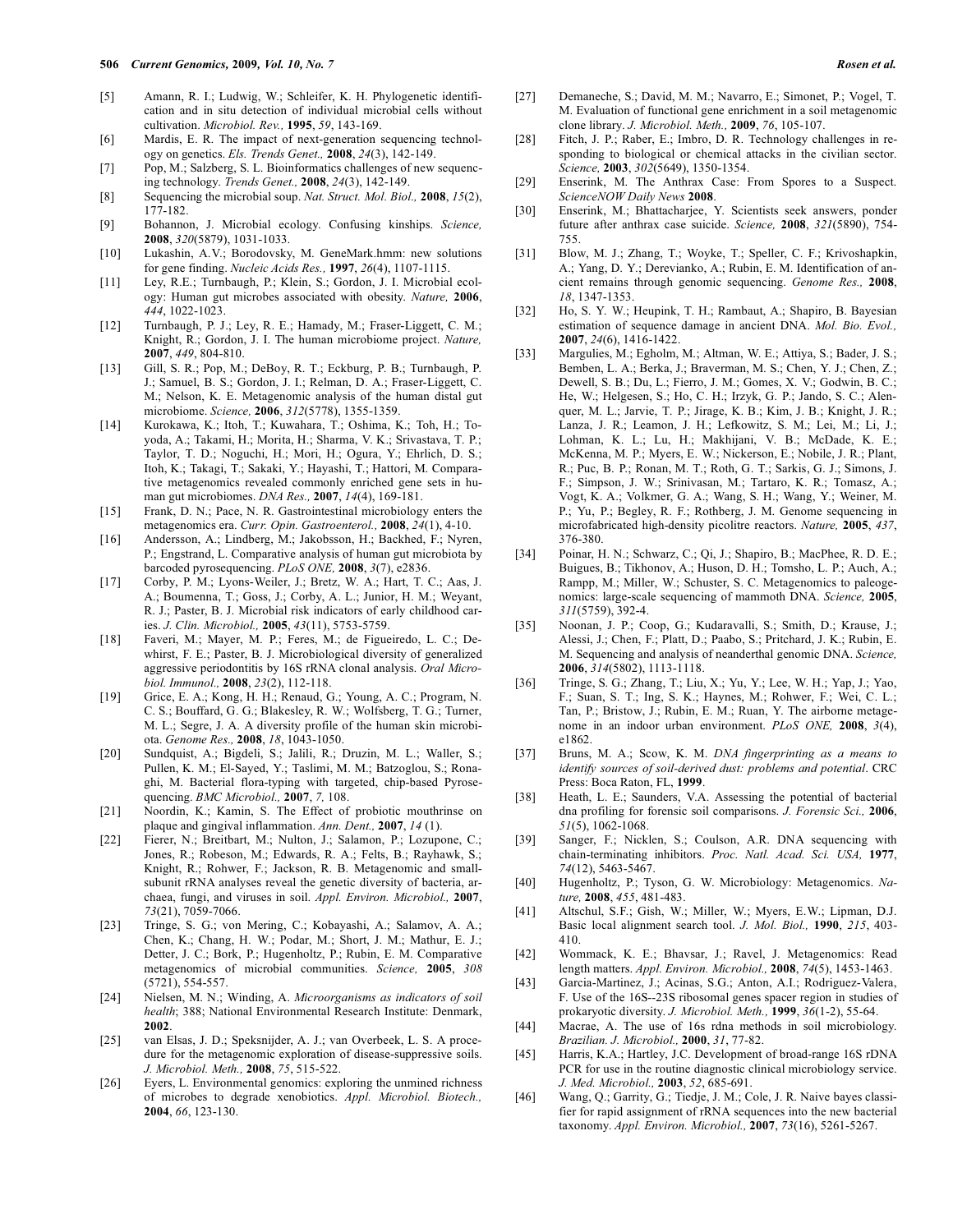[5] Amann, R. I.; Ludwig, W.; Schleifer, K. H. Phylogenetic identification and in situ detection of individual microbial cells without cultivation. *Microbiol. Rev.,* **1995**, *59*, 143-169.

[6] Mardis, E. R. The impact of next-generation sequencing technology on genetics. *Els. Trends Genet.,* **2008**, *24*(3), 142-149.

[7] Pop, M.; Salzberg, S. L. Bioinformatics challenges of new sequencing technology. *Trends Genet.,* **2008**, *24*(3), 142-149.

[8] Sequencing the microbial soup. *Nat. Struct. Mol. Biol.,* **2008**, *15*(2), 177-182.

[9] Bohannon, J. Microbial ecology. Confusing kinships. *Science,* **2008**, *320*(5879), 1031-1033.

[10] Lukashin, A.V.; Borodovsky, M. GeneMark.hmm: new solutions for gene finding. *Nucleic Acids Res.,* **1997**, *26*(4), 1107-1115.

[11] Ley, R.E.; Turnbaugh, P.; Klein, S.; Gordon, J. I. Microbial ecology: Human gut microbes associated with obesity. *Nature,* **2006**, *444*, 1022-1023.

[12] Turnbaugh, P. J.; Ley, R. E.; Hamady, M.; Fraser-Liggett, C. M.; Knight, R.; Gordon, J. I. The human microbiome project. *Nature,* **2007**, *449*, 804-810.

[13] Gill, S. R.; Pop, M.; DeBoy, R. T.; Eckburg, P. B.; Turnbaugh, P. J.; Samuel, B. S.; Gordon, J. I.; Relman, D. A.; Fraser-Liggett, C. M.; Nelson, K. E. Metagenomic analysis of the human distal gut microbiome. *Science,* **2006**, *312*(5778), 1355-1359.

[14] Kurokawa, K.; Itoh, T.; Kuwahara, T.; Oshima, K.; Toh, H.; Toyoda, A.; Takami, H.; Morita, H.; Sharma, V. K.; Srivastava, T. P.; Taylor, T. D.; Noguchi, H.; Mori, H.; Ogura, Y.; Ehrlich, D. S.; Itoh, K.; Takagi, T.; Sakaki, Y.; Hayashi, T.; Hattori, M. Comparative metagenomics revealed commonly enriched gene sets in human gut microbiomes. *DNA Res.,* **2007**, *14*(4), 169-181.

[15] Frank, D. N.; Pace, N. R. Gastrointestinal microbiology enters the metagenomics era. *Curr. Opin. Gastroenterol.,* **2008**, *24*(1), 4-10.

[16] Andersson, A.; Lindberg, M.; Jakobsson, H.; Backhed, F.; Nyren, P.; Engstrand, L. Comparative analysis of human gut microbiota by barcoded pyrosequencing. *PLoS ONE,* **2008**, *3*(7), e2836.

[17] Corby, P. M.; Lyons-Weiler, J.; Bretz, W. A.; Hart, T. C.; Aas, J. A.; Boumenna, T.; Goss, J.; Corby, A. L.; Junior, H. M.; Weyant, R. J.; Paster, B. J. Microbial risk indicators of early childhood caries. *J. Clin. Microbiol.,* **2005**, *43*(11), 5753-5759.

[18] Faveri, M.; Mayer, M. P.; Feres, M.; de Figueiredo, L. C.; Dewhirst, F. E.; Paster, B. J. Microbiological diversity of generalized aggressive periodontitis by 16S rRNA clonal analysis. *Oral Microbiol. Immunol.,* **2008**, *23*(2), 112-118.

[19] Grice, E. A.; Kong, H. H.; Renaud, G.; Young, A. C.; Program, N. C. S.; Bouffard, G. G.; Blakesley, R. W.; Wolfsberg, T. G.; Turner, M. L.; Segre, J. A. A diversity profile of the human skin microbiota. *Genome Res.,* **2008**, *18*, 1043-1050.

[20] Sundquist, A.; Bigdeli, S.; Jalili, R.; Druzin, M. L.; Waller, S.; Pullen, K. M.; El-Sayed, Y.; Taslimi, M. M.; Batzoglou, S.; Ronaghi, M. Bacterial flora-typing with targeted, chip-based Pyrosequencing. *BMC Microbiol.,* **2007**, *7,* 108.

[21] Noordin, K.; Kamin, S. The Effect of probiotic mouthrinse on plaque and gingival inflammation. *Ann. Dent.,* **2007**, *14* (1).

[22] Fierer, N.; Breitbart, M.; Nulton, J.; Salamon, P.; Lozupone, C.; Jones, R.; Robeson, M.; Edwards, R. A.; Felts, B.; Rayhawk, S.; Knight, R.; Rohwer, F.; Jackson, R. B. Metagenomic and small-subunit rRNA analyses reveal the genetic diversity of bacteria, archaea, fungi, and viruses in soil. *Appl. Environ. Microbiol.,* **2007**, *73*(21), 7059-7066.

[23] Tringe, S. G.; von Mering, C.; Kobayashi, A.; Salamov, A. A.; Chen, K.; Chang, H. W.; Podar, M.; Short, J. M.; Mathur, E. J.; Detter, J. C.; Bork, P.; Hugenholtz, P.; Rubin, E. M. Comparative metagenomics of microbial communities. *Science,* **2005**, *308* (5721), 554-557.

[24] Nielsen, M. N.; Winding, A. *Microorganisms as indicators of soil health*; 388; National Environmental Research Institute: Denmark, **2002**.

[25] van Elsas, J. D.; Speksnijder, A. J.; van Overbeek, L. S. A procedure for the metagenomic exploration of disease-suppressive soils. *J. Microbiol. Meth.,* **2008**, *75*, 515-522.

[26] Eyers, L. Environmental genomics: exploring the unmined richness of microbes to degrade xenobiotics. *Appl. Microbiol. Biotech.,* **2004**, *66*, 123-130.

[27] Demaneche, S.; David, M. M.; Navarro, E.; Simonet, P.; Vogel, T. M. Evaluation of functional gene enrichment in a soil metagenomic clone library. *J. Microbiol. Meth.,* **2009**, *76*, 105-107.

[28] Fitch, J. P.; Raber, E.; Imbro, D. R. Technology challenges in responding to biological or chemical attacks in the civilian sector. *Science,* **2003**, *302*(5649), 1350-1354.

[29] Enserink, M. The Anthrax Case: From Spores to a Suspect. *ScienceNOW Daily News* **2008**.

[30] Enserink, M.; Bhattacharjee, Y. Scientists seek answers, ponder future after anthrax case suicide. *Science,* **2008**, *321*(5890), 754-755.

[31] Blow, M. J.; Zhang, T.; Woyke, T.; Speller, C. F.; Krivoshapkin, A.; Yang, D. Y.; Derevianko, A.; Rubin, E. M. Identification of ancient remains through genomic sequencing. *Genome Res.,* **2008**, *18*, 1347-1353.

[32] Ho, S. Y. W.; Heupink, T. H.; Rambaut, A.; Shapiro, B. Bayesian estimation of sequence damage in ancient DNA. *Mol. Bio. Evol.,* **2007**, *24*(6), 1416-1422.

[33] Margulies, M.; Egholm, M.; Altman, W. E.; Attiya, S.; Bader, J. S.; Bemben, L. A.; Berka, J.; Braverman, M. S.; Chen, Y. J.; Chen, Z.; Dewell, S. B.; Du, L.; Fierro, J. M.; Gomes, X. V.; Godwin, B. C.; He, W.; Helgesen, S.; Ho, C. H.; Irzyk, G. P.; Jando, S. C.; Alenquer, M. L.; Jarvie, T. P.; Jirage, K. B.; Kim, J. B.; Knight, J. R.; Lanza, J. R.; Leamon, J. H.; Lefkowitz, S. M.; Lei, M.; Li, J.; Lohman, K. L.; Lu, H.; Makhijani, V. B.; McDade, K. E.; McKenna, M. P.; Myers, E. W.; Nickerson, E.; Nobile, J. R.; Plant, R.; Puc, B. P.; Ronan, M. T.; Roth, G. T.; Sarkis, G. J.; Simons, J. F.; Simpson, J. W.; Srinivasan, M.; Tartaro, K. R.; Tomasz, A.; Vogt, K. A.; Volkmer, G. A.; Wang, S. H.; Wang, Y.; Weiner, M. P.; Yu, P.; Begley, R. F.; Rothberg, J. M. Genome sequencing in microfabricated high-density picolitre reactors. *Nature,* **2005**, *437*, 376-380.

[34] Poinar, H. N.; Schwarz, C.; Qi, J.; Shapiro, B.; MacPhee, R. D. E.; Buigues, B.; Tikhonov, A.; Huson, D. H.; Tomsho, L. P.; Auch, A.; Rampp, M.; Miller, W.; Schuster, S. C. Metagenomics to paleogenomics: large-scale sequencing of mammoth DNA. *Science,* **2005**, *311*(5759), 392-4.

[35] Noonan, J. P.; Coop, G.; Kudaravalli, S.; Smith, D.; Krause, J.; Alessi, J.; Chen, F.; Platt, D.; Paabo, S.; Pritchard, J. K.; Rubin, E. M. Sequencing and analysis of neanderthal genomic DNA. *Science,* **2006**, *314*(5802), 1113-1118.

[36] Tringe, S. G.; Zhang, T.; Liu, X.; Yu, Y.; Lee, W. H.; Yap, J.; Yao, F.; Suan, S. T.; Ing, S. K.; Haynes, M.; Rohwer, F.; Wei, C. L.; Tan, P.; Bristow, J.; Rubin, E. M.; Ruan, Y. The airborne metagenome in an indoor urban environment. *PLoS ONE,* **2008**, *3*(4), e1862.

[37] Bruns, M. A.; Scow, K. M. *DNA fingerprinting as a means to identify sources of soil-derived dust: problems and potential*. CRC Press: Boca Raton, FL, **1999**.

[38] Heath, L. E.; Saunders, V.A. Assessing the potential of bacterial dna profiling for forensic soil comparisons. *J. Forensic Sci.,* **2006**, *51*(5), 1062-1068.

[39] Sanger, F.; Nicklen, S.; Coulson, A.R. DNA sequencing with chain-terminating inhibitors. *Proc. Natl. Acad. Sci. USA,* **1977**, *74*(12), 5463-5467.

[40] Hugenholtz, P.; Tyson, G. W. Microbiology: Metagenomics. *Nature,* **2008**, *455*, 481-483.

[41] Altschul, S.F.; Gish, W.; Miller, W.; Myers, E.W.; Lipman, D.J. Basic local alignment search tool. *J. Mol. Biol.,* **1990**, *215*, 403-410.

[42] Wommack, K. E.; Bhavsar, J.; Ravel, J. Metagenomics: Read length matters. *Appl. Environ. Microbiol.,* **2008**, *74*(5), 1453-1463.

[43] Garcia-Martinez, J.; Acinas, S.G.; Anton, A.I.; Rodriguez-Valera, F. Use of the 16S--23S ribosomal genes spacer region in studies of prokaryotic diversity. *J. Microbiol. Meth.,* **1999**, *36*(1-2), 55-64.

[44] Macrae, A. The use of 16s rdna methods in soil microbiology. *Brazilian. J. Microbiol.,* **2000**, *31*, 77-82.

[45] Harris, K.A.; Hartley, J.C. Development of broad-range 16S rDNA PCR for use in the routine diagnostic clinical microbiology service. *J. Med. Microbiol.,* **2003**, *52*, 685-691.

[46] Wang, Q.; Garrity, G.; Tiedje, J. M.; Cole, J. R. Naive bayes classifier for rapid assignment of rRNA sequences into the new bacterial taxonomy. *Appl. Environ. Microbiol.,* **2007**, *73*(16), 5261-5267.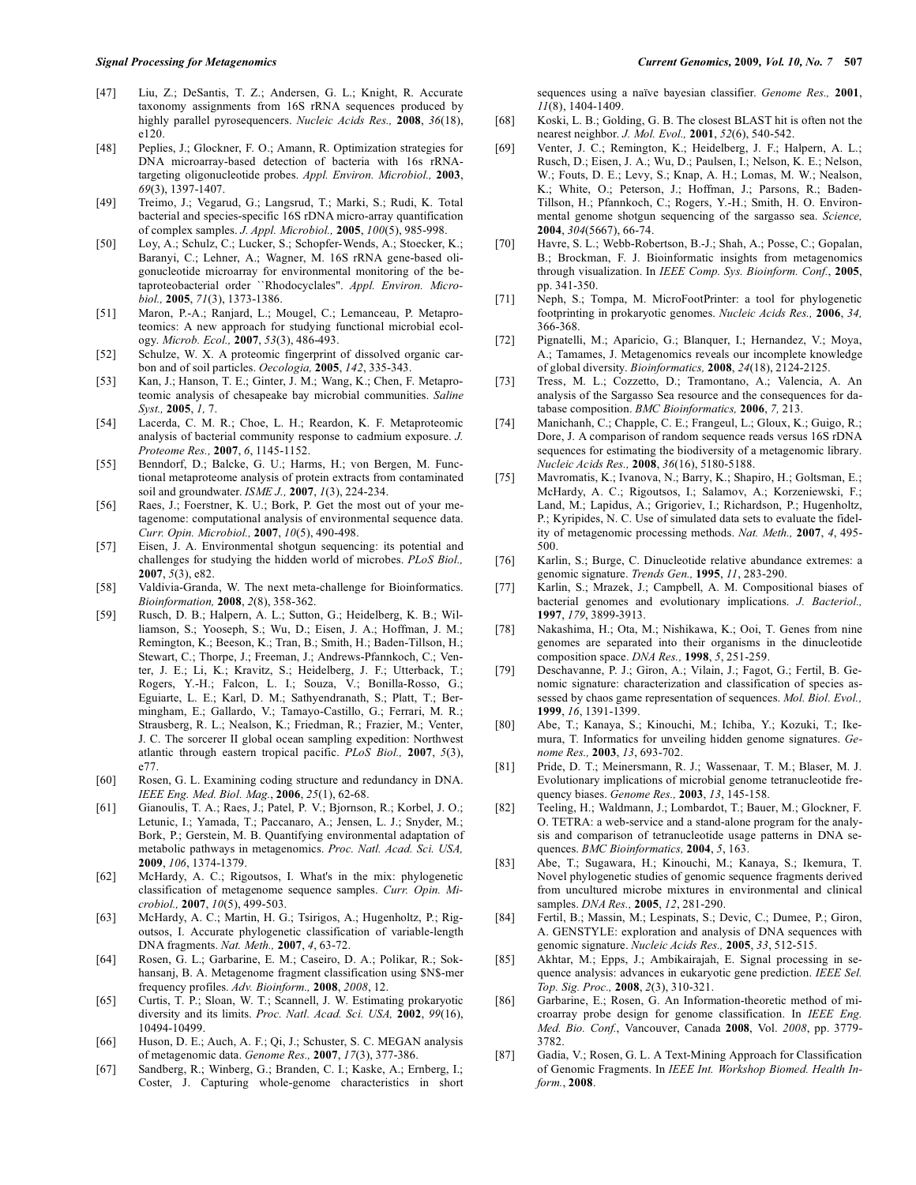[47] Liu, Z.; DeSantis, T. Z.; Andersen, G. L.; Knight, R. Accurate taxonomy assignments from 16S rRNA sequences produced by highly parallel pyrosequencers. *Nucleic Acids Res.,* **2008**, *36*(18), e120.

[48] Peplies, J.; Glockner, F. O.; Amann, R. Optimization strategies for DNA microarray-based detection of bacteria with 16s rRNA-targeting oligonucleotide probes. *Appl. Environ. Microbiol.,* **2003**, *69*(3), 1397-1407.

[49] Treimo, J.; Vegarud, G.; Langsrud, T.; Marki, S.; Rudi, K. Total bacterial and species-specific 16S rDNA micro-array quantification of complex samples. *J. Appl. Microbiol.,* **2005**, *100*(5), 985-998.

[50] Loy, A.; Schulz, C.; Lucker, S.; Schopfer-Wends, A.; Stoecker, K.; Baranyi, C.; Lehner, A.; Wagner, M. 16S rRNA gene-based oligonucleotide microarray for environmental monitoring of the betaproteobacterial order ``Rhodocyclales". *Appl. Environ. Microbiol.,* **2005**, *71*(3), 1373-1386.

[51] Maron, P.-A.; Ranjard, L.; Mougel, C.; Lemanceau, P. Metaproteomics: A new approach for studying functional microbial ecology. *Microb. Ecol.,* **2007**, *53*(3), 486-493.

[52] Schulze, W. X. A proteomic fingerprint of dissolved organic carbon and of soil particles. *Oecologia,* **2005**, *142*, 335-343.

[53] Kan, J.; Hanson, T. E.; Ginter, J. M.; Wang, K.; Chen, F. Metaproteomic analysis of chesapeake bay microbial communities. *Saline Syst.,* **2005**, *1,* 7.

[54] Lacerda, C. M. R.; Choe, L. H.; Reardon, K. F. Metaproteomic analysis of bacterial community response to cadmium exposure. *J. Proteome Res.,* **2007**, *6*, 1145-1152.

[55] Benndorf, D.; Balcke, G. U.; Harms, H.; von Bergen, M. Functional metaproteome analysis of protein extracts from contaminated soil and groundwater. *ISME J.,* **2007**, *1*(3), 224-234.

[56] Raes, J.; Foerstner, K. U.; Bork, P. Get the most out of your metagenome: computational analysis of environmental sequence data. *Curr. Opin. Microbiol.,* **2007**, *10*(5), 490-498.

[57] Eisen, J. A. Environmental shotgun sequencing: its potential and challenges for studying the hidden world of microbes. *PLoS Biol.,* **2007**, *5*(3), e82.

[58] Valdivia-Granda, W. The next meta-challenge for Bioinformatics. *Bioinformation,* **2008**, *2*(8), 358-362.

[59] Rusch, D. B.; Halpern, A. L.; Sutton, G.; Heidelberg, K. B.; Williamson, S.; Yooseph, S.; Wu, D.; Eisen, J. A.; Hoffman, J. M.; Remington, K.; Beeson, K.; Tran, B.; Smith, H.; Baden-Tillson, H.; Stewart, C.; Thorpe, J.; Freeman, J.; Andrews-Pfannkoch, C.; Venter, J. E.; Li, K.; Kravitz, S.; Heidelberg, J. F.; Utterback, T.; Rogers, Y.-H.; Falcon, L. I.; Souza, V.; Bonilla-Rosso, G.; Eguiarte, L. E.; Karl, D. M.; Sathyendranath, S.; Platt, T.; Bermingham, E.; Gallardo, V.; Tamayo-Castillo, G.; Ferrari, M. R.; Strausberg, R. L.; Nealson, K.; Friedman, R.; Frazier, M.; Venter, J. C. The sorcerer II global ocean sampling expedition: Northwest atlantic through eastern tropical pacific. *PLoS Biol.,* **2007**, *5*(3), e77.

[60] Rosen, G. L. Examining coding structure and redundancy in DNA. *IEEE Eng. Med. Biol. Mag.*, **2006**, *25*(1), 62-68.

[61] Gianoulis, T. A.; Raes, J.; Patel, P. V.; Bjornson, R.; Korbel, J. O.; Letunic, I.; Yamada, T.; Paccanaro, A.; Jensen, L. J.; Snyder, M.; Bork, P.; Gerstein, M. B. Quantifying environmental adaptation of metabolic pathways in metagenomics. *Proc. Natl. Acad. Sci. USA,* **2009**, *106*, 1374-1379.

[62] McHardy, A. C.; Rigoutsos, I. What's in the mix: phylogenetic classification of metagenome sequence samples. *Curr. Opin. Microbiol.,* **2007**, *10*(5), 499-503.

[63] McHardy, A. C.; Martin, H. G.; Tsirigos, A.; Hugenholtz, P.; Rigoutsos, I. Accurate phylogenetic classification of variable-length DNA fragments. *Nat. Meth.,* **2007**, *4*, 63-72.

[64] Rosen, G. L.; Garbarine, E. M.; Caseiro, D. A.; Polikar, R.; Sokhansanj, B. A. Metagenome fragment classification using $N$-mer frequency profiles. *Adv. Bioinform.,* **2008**, *2008*, 12.

[65] Curtis, T. P.; Sloan, W. T.; Scannell, J. W. Estimating prokaryotic diversity and its limits. *Proc. Natl. Acad. Sci. USA,* **2002**, *99*(16), 10494-10499.

[66] Huson, D. E.; Auch, A. F.; Qi, J.; Schuster, S. C. MEGAN analysis of metagenomic data. *Genome Res.,* **2007**, *17*(3), 377-386.

[67] Sandberg, R.; Winberg, G.; Branden, C. I.; Kaske, A.; Ernberg, I.; Coster, J. Capturing whole-genome characteristics in short sequences using a naïve bayesian classifier. *Genome Res.,* **2001**, *11*(8), 1404-1409.

[68] Koski, L. B.; Golding, G. B. The closest BLAST hit is often not the nearest neighbor. *J. Mol. Evol.,* **2001**, *52*(6), 540-542.

[69] Venter, J. C.; Remington, K.; Heidelberg, J. F.; Halpern, A. L.; Rusch, D.; Eisen, J. A.; Wu, D.; Paulsen, I.; Nelson, K. E.; Nelson, W.; Fouts, D. E.; Levy, S.; Knap, A. H.; Lomas, M. W.; Nealson, K.; White, O.; Peterson, J.; Hoffman, J.; Parsons, R.; Baden-Tillson, H.; Pfannkoch, C.; Rogers, Y.-H.; Smith, H. O. Environmental genome shotgun sequencing of the sargasso sea. *Science,* **2004**, *304*(5667), 66-74.

[70] Havre, S. L.; Webb-Robertson, B.-J.; Shah, A.; Posse, C.; Gopalan, B.; Brockman, F. J. Bioinformatic insights from metagenomics through visualization. In *IEEE Comp. Sys. Bioinform. Conf.*, **2005**, pp. 341-350.

[71] Neph, S.; Tompa, M. MicroFootPrinter: a tool for phylogenetic footprinting in prokaryotic genomes. *Nucleic Acids Res.,* **2006**, *34,* 366-368.

[72] Pignatelli, M.; Aparicio, G.; Blanquer, I.; Hernandez, V.; Moya, A.; Tamames, J. Metagenomics reveals our incomplete knowledge of global diversity. *Bioinformatics,* **2008**, *24*(18), 2124-2125.

[73] Tress, M. L.; Cozzetto, D.; Tramontano, A.; Valencia, A. An analysis of the Sargasso Sea resource and the consequences for database composition. *BMC Bioinformatics,* **2006**, *7,* 213.

[74] Manichanh, C.; Chapple, C. E.; Frangeul, L.; Gloux, K.; Guigo, R.; Dore, J. A comparison of random sequence reads versus 16S rDNA sequences for estimating the biodiversity of a metagenomic library. *Nucleic Acids Res.,* **2008**, *36*(16), 5180-5188.

[75] Mavromatis, K.; Ivanova, N.; Barry, K.; Shapiro, H.; Goltsman, E.; McHardy, A. C.; Rigoutsos, I.; Salamov, A.; Korzeniewski, F.; Land, M.; Lapidus, A.; Grigoriev, I.; Richardson, P.; Hugenholtz, P.; Kyripides, N. C. Use of simulated data sets to evaluate the fidelity of metagenomic processing methods. *Nat. Meth.,* **2007**, *4*, 495-500.

[76] Karlin, S.; Burge, C. Dinucleotide relative abundance extremes: a genomic signature. *Trends Gen.,* **1995**, *11*, 283-290.

[77] Karlin, S.; Mrazek, J.; Campbell, A. M. Compositional biases of bacterial genomes and evolutionary implications. *J. Bacteriol.,* **1997**, *179*, 3899-3913.

[78] Nakashima, H.; Ota, M.; Nishikawa, K.; Ooi, T. Genes from nine genomes are separated into their organisms in the dinucleotide composition space. *DNA Res.,* **1998**, *5*, 251-259.

[79] Deschavanne, P. J.; Giron, A.; Vilain, J.; Fagot, G.; Fertil, B. Genomic signature: characterization and classification of species assessed by chaos game representation of sequences. *Mol. Biol. Evol.,* **1999**, *16*, 1391-1399.

[80] Abe, T.; Kanaya, S.; Kinouchi, M.; Ichiba, Y.; Kozuki, T.; Ikemura, T. Informatics for unveiling hidden genome signatures. *Genome Res.,* **2003**, *13*, 693-702.

[81] Pride, D. T.; Meinersmann, R. J.; Wassenaar, T. M.; Blaser, M. J. Evolutionary implications of microbial genome tetranucleotide frequency biases. *Genome Res.,* **2003**, *13*, 145-158.

[82] Teeling, H.; Waldmann, J.; Lombardot, T.; Bauer, M.; Glockner, F. O. TETRA: a web-service and a stand-alone program for the analysis and comparison of tetranucleotide usage patterns in DNA sequences. *BMC Bioinformatics,* **2004**, *5*, 163.

[83] Abe, T.; Sugawara, H.; Kinouchi, M.; Kanaya, S.; Ikemura, T. Novel phylogenetic studies of genomic sequence fragments derived from uncultured microbe mixtures in environmental and clinical samples. *DNA Res.,* **2005**, *12*, 281-290.

[84] Fertil, B.; Massin, M.; Lespinats, S.; Devic, C.; Dumee, P.; Giron, A. GENSTYLE: exploration and analysis of DNA sequences with genomic signature. *Nucleic Acids Res.,* **2005**, *33*, 512-515.

[85] Akhtar, M.; Epps, J.; Ambikairajah, E. Signal processing in sequence analysis: advances in eukaryotic gene prediction. *IEEE Sel. Top. Sig. Proc.,* **2008**, *2*(3), 310-321.

[86] Garbarine, E.; Rosen, G. An Information-theoretic method of microarray probe design for genome classification. In *IEEE Eng. Med. Bio. Conf.*, Vancouver, Canada **2008**, Vol. *2008*, pp. 3779-3782.

[87] Gadia, V.; Rosen, G. L. A Text-Mining Approach for Classification of Genomic Fragments. In *IEEE Int. Workshop Biomed. Health Inform.*, **2008**.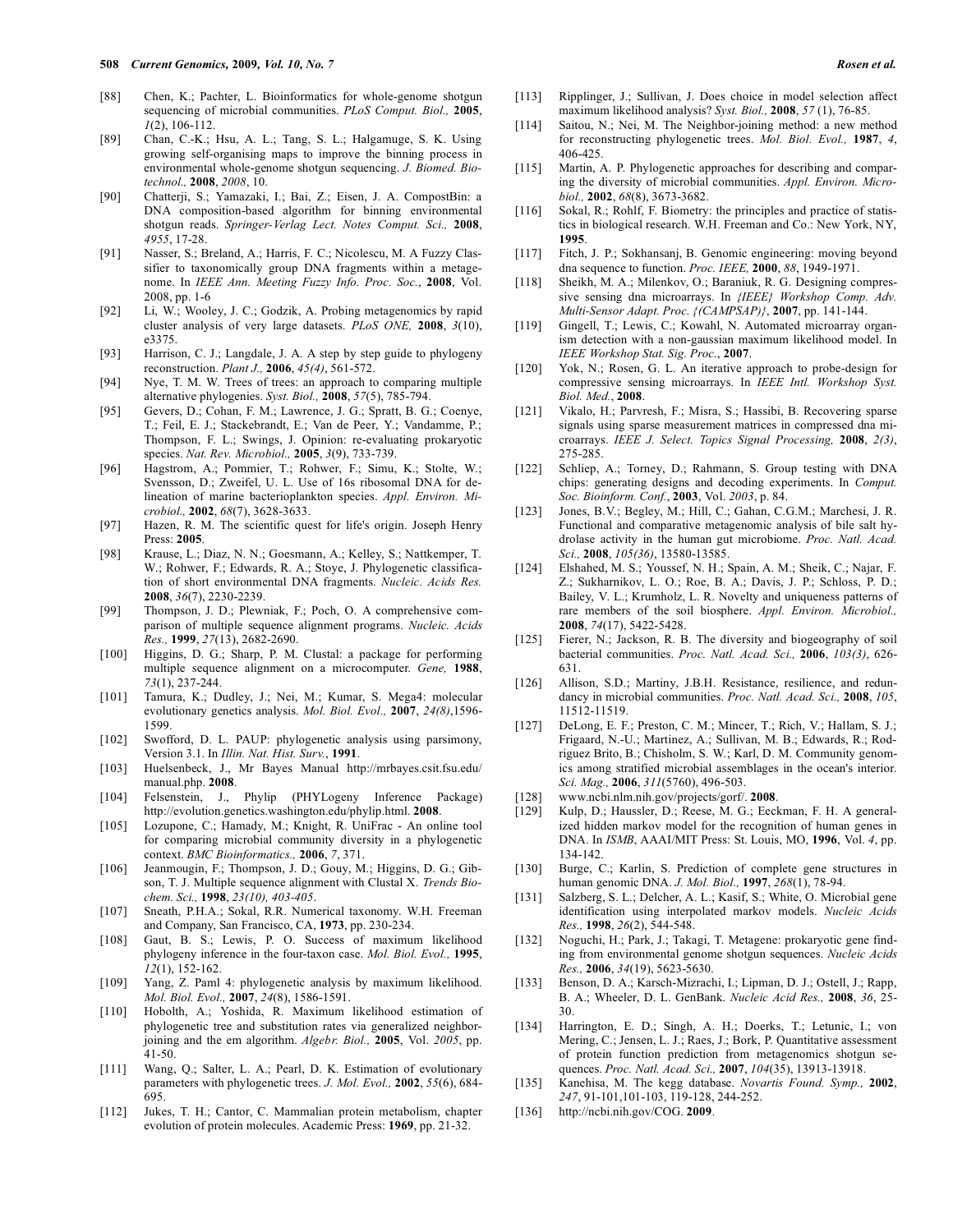[88] Chen, K.; Pachter, L. Bioinformatics for whole-genome shotgun sequencing of microbial communities. *PLoS Comput. Biol.,* **2005**, *1*(2), 106-112.

[89] Chan, C.-K.; Hsu, A. L.; Tang, S. L.; Halgamuge, S. K. Using growing self-organising maps to improve the binning process in environmental whole-genome shotgun sequencing. *J. Biomed. Biotechnol.,* **2008**, *2008*, 10.

[90] Chatterji, S.; Yamazaki, I.; Bai, Z.; Eisen, J. A. CompostBin: a DNA composition-based algorithm for binning environmental shotgun reads. *Springer-Verlag Lect. Notes Comput. Sci.,* **2008**, *4955*, 17-28.

[91] Nasser, S.; Breland, A.; Harris, F. C.; Nicolescu, M. A Fuzzy Classifier to taxonomically group DNA fragments within a metagenome. In *IEEE Ann. Meeting Fuzzy Info. Proc. Soc.*, **2008**, Vol. 2008, pp. 1-6

[92] Li, W.; Wooley, J. C.; Godzik, A. Probing metagenomics by rapid cluster analysis of very large datasets. *PLoS ONE,* **2008**, *3*(10), e3375.

[93] Harrison, C. J.; Langdale, J. A. A step by step guide to phylogeny reconstruction. *Plant J.,* **2006**, *45(4)*, 561-572.

[94] Nye, T. M. W. Trees of trees: an approach to comparing multiple alternative phylogenies. *Syst. Biol.,* **2008**, *57*(5), 785-794.

[95] Gevers, D.; Cohan, F. M.; Lawrence, J. G.; Spratt, B. G.; Coenye, T.; Feil, E. J.; Stackebrandt, E.; Van de Peer, Y.; Vandamme, P.; Thompson, F. L.; Swings, J. Opinion: re-evaluating prokaryotic species. *Nat. Rev. Microbiol.,* **2005**, *3*(9), 733-739.

[96] Hagstrom, A.; Pommier, T.; Rohwer, F.; Simu, K.; Stolte, W.; Svensson, D.; Zweifel, U. L. Use of 16s ribosomal DNA for delineation of marine bacterioplankton species. *Appl. Environ. Microbiol.,* **2002**, *68*(7), 3628-3633.

[97] Hazen, R. M. The scientific quest for life's origin. Joseph Henry Press: **2005**.

[98] Krause, L.; Diaz, N. N.; Goesmann, A.; Kelley, S.; Nattkemper, T. W.; Rohwer, F.; Edwards, R. A.; Stoye, J. Phylogenetic classification of short environmental DNA fragments. *Nucleic. Acids Res.* **2008**, *36*(7), 2230-2239.

[99] Thompson, J. D.; Plewniak, F.; Poch, O. A comprehensive comparison of multiple sequence alignment programs. *Nucleic. Acids Res.,* **1999**, *27*(13), 2682-2690.

[100] Higgins, D. G.; Sharp, P. M. Clustal: a package for performing multiple sequence alignment on a microcomputer. *Gene,* **1988**, *73*(1), 237-244.

[101] Tamura, K.; Dudley, J.; Nei, M.; Kumar, S. Mega4: molecular evolutionary genetics analysis. *Mol. Biol. Evol.,* **2007**, *24(8)*,1596-1599.

[102] Swofford, D. L. PAUP: phylogenetic analysis using parsimony, Version 3.1. In *Illin. Nat. Hist. Surv.*, **1991**.

[103] Huelsenbeck, J., Mr Bayes Manual http://mrbayes.csit.fsu.edu/manual.php. **2008**.

[104] Felsenstein, J., Phylip (PHYLogeny Inference Package) http://evolution.genetics.washington.edu/phylip.html. **2008**.

[105] Lozupone, C.; Hamady, M.; Knight, R. UniFrac - An online tool for comparing microbial community diversity in a phylogenetic context. *BMC Bioinformatics.,* **2006**, *7*, 371.

[106] Jeanmougin, F.; Thompson, J. D.; Gouy, M.; Higgins, D. G.; Gibson, T. J. Multiple sequence alignment with Clustal X. *Trends Biochem. Sci.,* **1998**, *23(10), 403-405*.

[107] Sneath, P.H.A.; Sokal, R.R. Numerical taxonomy. W.H. Freeman and Company, San Francisco, CA, **1973**, pp. 230-234.

[108] Gaut, B. S.; Lewis, P. O. Success of maximum likelihood phylogeny inference in the four-taxon case. *Mol. Biol. Evol.,* **1995**, *12*(1), 152-162.

[109] Yang, Z. Paml 4: phylogenetic analysis by maximum likelihood. *Mol. Biol. Evol.,* **2007**, *24*(8), 1586-1591.

[110] Hobolth, A.; Yoshida, R. Maximum likelihood estimation of phylogenetic tree and substitution rates via generalized neighbor-joining and the em algorithm. *Algebr. Biol.,* **2005**, Vol. *2005*, pp. 41-50.

[111] Wang, Q.; Salter, L. A.; Pearl, D. K. Estimation of evolutionary parameters with phylogenetic trees. *J. Mol. Evol.,* **2002**, *55*(6), 684-695.

[112] Jukes, T. H.; Cantor, C. Mammalian protein metabolism, chapter evolution of protein molecules. Academic Press: **1969**, pp. 21-32.

[113] Ripplinger, J.; Sullivan, J. Does choice in model selection affect maximum likelihood analysis? *Syst. Biol.,* **2008**, *57* (1), 76-85.

[114] Saitou, N.; Nei, M. The Neighbor-joining method: a new method for reconstructing phylogenetic trees. *Mol. Biol. Evol.,* **1987**, *4*, 406-425.

[115] Martin, A. P. Phylogenetic approaches for describing and comparing the diversity of microbial communities. *Appl. Environ. Microbiol.,* **2002**, *68*(8), 3673-3682.

[116] Sokal, R.; Rohlf, F. Biometry: the principles and practice of statistics in biological research. W.H. Freeman and Co.: New York, NY, **1995**.

[117] Fitch, J. P.; Sokhansanj, B. Genomic engineering: moving beyond dna sequence to function. *Proc. IEEE,* **2000**, *88*, 1949-1971.

[118] Sheikh, M. A.; Milenkov, O.; Baraniuk, R. G. Designing compressive sensing dna microarrays. In *{IEEE} Workshop Comp. Adv. Multi-Sensor Adapt. Proc. {(CAMPSAP)}*, **2007**, pp. 141-144.

[119] Gingell, T.; Lewis, C.; Kowahl, N. Automated microarray organism detection with a non-gaussian maximum likelihood model. In *IEEE Workshop Stat. Sig. Proc.*, **2007**.

[120] Yok, N.; Rosen, G. L. An iterative approach to probe-design for compressive sensing microarrays. In *IEEE Intl. Workshop Syst. Biol. Med.*, **2008**.

[121] Vikalo, H.; Parvresh, F.; Misra, S.; Hassibi, B. Recovering sparse signals using sparse measurement matrices in compressed dna microarrays. *IEEE J. Select. Topics Signal Processing,* **2008**, *2(3)*, 275-285.

[122] Schliep, A.; Torney, D.; Rahmann, S. Group testing with DNA chips: generating designs and decoding experiments. In *Comput. Soc. Bioinform. Conf.*, **2003**, Vol. *2003*, p. 84.

[123] Jones, B.V.; Begley, M.; Hill, C.; Gahan, C.G.M.; Marchesi, J. R. Functional and comparative metagenomic analysis of bile salt hydrolase activity in the human gut microbiome. *Proc. Natl. Acad. Sci.,* **2008**, *105(36)*, 13580-13585.

[124] Elshahed, M. S.; Youssef, N. H.; Spain, A. M.; Sheik, C.; Najar, F. Z.; Sukharnikov, L. O.; Roe, B. A.; Davis, J. P.; Schloss, P. D.; Bailey, V. L.; Krumholz, L. R. Novelty and uniqueness patterns of rare members of the soil biosphere. *Appl. Environ. Microbiol.,* **2008**, *74*(17), 5422-5428.

[125] Fierer, N.; Jackson, R. B. The diversity and biogeography of soil bacterial communities. *Proc. Natl. Acad. Sci.,* **2006**, *103(3)*, 626-631.

[126] Allison, S.D.; Martiny, J.B.H. Resistance, resilience, and redundancy in microbial communities. *Proc. Natl. Acad. Sci.,* **2008**, *105*, 11512-11519.

[127] DeLong, E. F.; Preston, C. M.; Mincer, T.; Rich, V.; Hallam, S. J.; Frigaard, N.-U.; Martinez, A.; Sullivan, M. B.; Edwards, R.; Rodriguez Brito, B.; Chisholm, S. W.; Karl, D. M. Community genomics among stratified microbial assemblages in the ocean's interior. *Sci. Mag.,* **2006**, *311*(5760), 496-503.

[128] www.ncbi.nlm.nih.gov/projects/gorf/. **2008**.

[129] Kulp, D.; Haussler, D.; Reese, M. G.; Eeckman, F. H. A generalized hidden markov model for the recognition of human genes in DNA. In *ISMB*, AAAI/MIT Press: St. Louis, MO, **1996**, Vol. *4*, pp. 134-142.

[130] Burge, C.; Karlin, S. Prediction of complete gene structures in human genomic DNA. *J. Mol. Biol.,* **1997**, *268*(1), 78-94.

[131] Salzberg, S. L.; Delcher, A. L.; Kasif, S.; White, O. Microbial gene identification using interpolated markov models. *Nucleic Acids Res.,* **1998**, *26*(2), 544-548.

[132] Noguchi, H.; Park, J.; Takagi, T. Metagene: prokaryotic gene finding from environmental genome shotgun sequences. *Nucleic Acids Res.,* **2006**, *34*(19), 5623-5630.

[133] Benson, D. A.; Karsch-Mizrachi, I.; Lipman, D. J.; Ostell, J.; Rapp, B. A.; Wheeler, D. L. GenBank. *Nucleic Acid Res.,* **2008**, *36*, 25-30.

[134] Harrington, E. D.; Singh, A. H.; Doerks, T.; Letunic, I.; von Mering, C.; Jensen, L. J.; Raes, J.; Bork, P. Quantitative assessment of protein function prediction from metagenomics shotgun sequences. *Proc. Natl. Acad. Sci.,* **2007**, *104*(35), 13913-13918.

[135] Kanehisa, M. The kegg database. *Novartis Found. Symp.,* **2002**, *247*, 91-101,101-103, 119-128, 244-252.

[136] http://ncbi.nih.gov/COG. **2009**.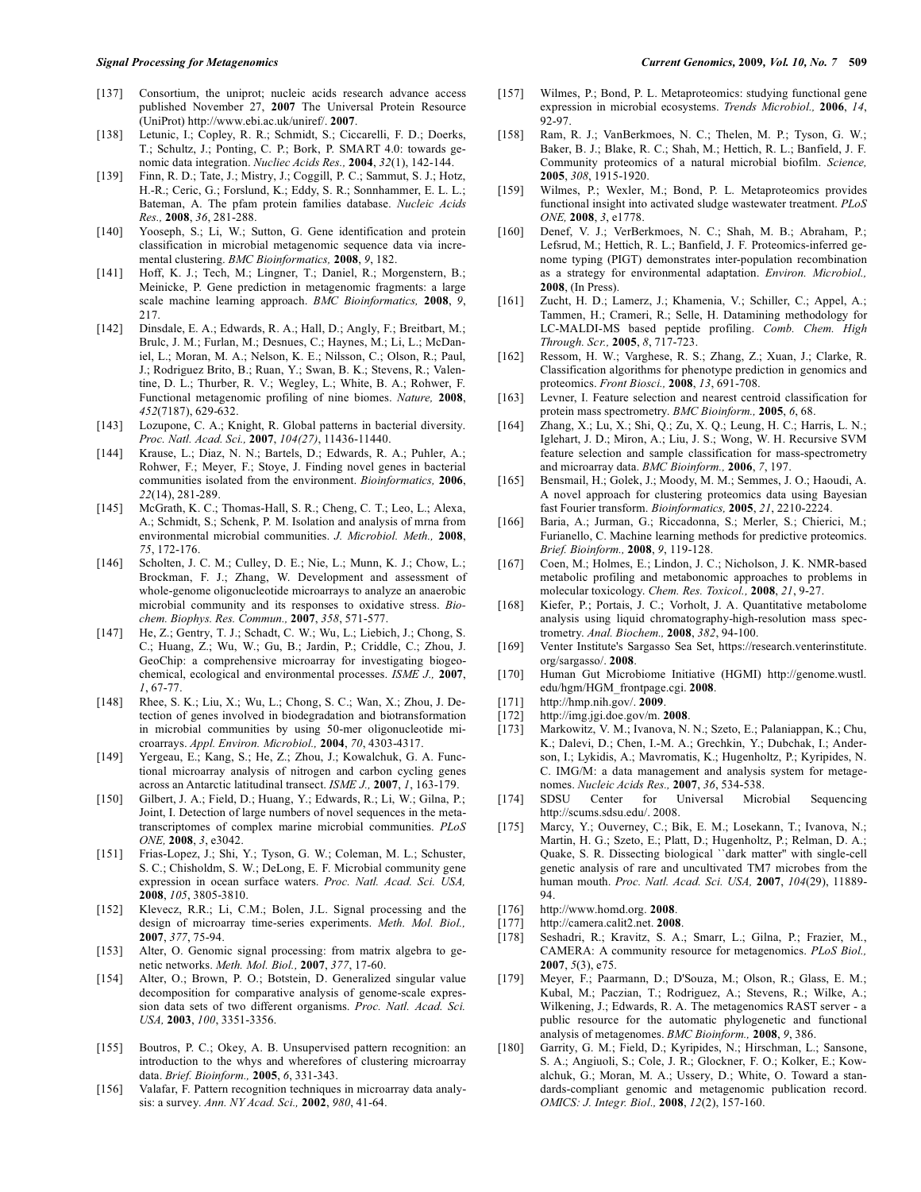[137] Consortium, the uniprot; nucleic acids research advance access published November 27, **2007** The Universal Protein Resource (UniProt) http://www.ebi.ac.uk/uniref/. **2007**.

[138] Letunic, I.; Copley, R. R.; Schmidt, S.; Ciccarelli, F. D.; Doerks, T.; Schultz, J.; Ponting, C. P.; Bork, P. SMART 4.0: towards genomic data integration. *Nucliec Acids Res.,* **2004**, *32*(1), 142-144.

[139] Finn, R. D.; Tate, J.; Mistry, J.; Coggill, P. C.; Sammut, S. J.; Hotz, H.-R.; Ceric, G.; Forslund, K.; Eddy, S. R.; Sonnhammer, E. L. L.; Bateman, A. The pfam protein families database. *Nucleic Acids Res.,* **2008**, *36*, 281-288.

[140] Yooseph, S.; Li, W.; Sutton, G. Gene identification and protein classification in microbial metagenomic sequence data via incremental clustering. *BMC Bioinformatics,* **2008**, *9*, 182.

[141] Hoff, K. J.; Tech, M.; Lingner, T.; Daniel, R.; Morgenstern, B.; Meinicke, P. Gene prediction in metagenomic fragments: a large scale machine learning approach. *BMC Bioinformatics,* **2008**, *9*, 217.

[142] Dinsdale, E. A.; Edwards, R. A.; Hall, D.; Angly, F.; Breitbart, M.; Brulc, J. M.; Furlan, M.; Desnues, C.; Haynes, M.; Li, L.; McDaniel, L.; Moran, M. A.; Nelson, K. E.; Nilsson, C.; Olson, R.; Paul, J.; Rodriguez Brito, B.; Ruan, Y.; Swan, B. K.; Stevens, R.; Valentine, D. L.; Thurber, R. V.; Wegley, L.; White, B. A.; Rohwer, F. Functional metagenomic profiling of nine biomes. *Nature,* **2008**, *452*(7187), 629-632.

[143] Lozupone, C. A.; Knight, R. Global patterns in bacterial diversity. *Proc. Natl. Acad. Sci.,* **2007**, *104(27)*, 11436-11440.

[144] Krause, L.; Diaz, N. N.; Bartels, D.; Edwards, R. A.; Puhler, A.; Rohwer, F.; Meyer, F.; Stoye, J. Finding novel genes in bacterial communities isolated from the environment. *Bioinformatics,* **2006**, *22*(14), 281-289.

[145] McGrath, K. C.; Thomas-Hall, S. R.; Cheng, C. T.; Leo, L.; Alexa, A.; Schmidt, S.; Schenk, P. M. Isolation and analysis of mrna from environmental microbial communities. *J. Microbiol. Meth.,* **2008**, *75*, 172-176.

[146] Scholten, J. C. M.; Culley, D. E.; Nie, L.; Munn, K. J.; Chow, L.; Brockman, F. J.; Zhang, W. Development and assessment of whole-genome oligonucleotide microarrays to analyze an anaerobic microbial community and its responses to oxidative stress. *Biochem. Biophys. Res. Commun.,* **2007**, *358*, 571-577.

[147] He, Z.; Gentry, T. J.; Schadt, C. W.; Wu, L.; Liebich, J.; Chong, S. C.; Huang, Z.; Wu, W.; Gu, B.; Jardin, P.; Criddle, C.; Zhou, J. GeoChip: a comprehensive microarray for investigating biogeochemical, ecological and environmental processes. *ISME J.,* **2007**, *1*, 67-77.

[148] Rhee, S. K.; Liu, X.; Wu, L.; Chong, S. C.; Wan, X.; Zhou, J. Detection of genes involved in biodegradation and biotransformation in microbial communities by using 50-mer oligonucleotide microarrays. *Appl. Environ. Microbiol.,* **2004**, *70*, 4303-4317.

[149] Yergeau, E.; Kang, S.; He, Z.; Zhou, J.; Kowalchuk, G. A. Functional microarray analysis of nitrogen and carbon cycling genes across an Antarctic latitudinal transect. *ISME J.,* **2007**, *1*, 163-179.

[150] Gilbert, J. A.; Field, D.; Huang, Y.; Edwards, R.; Li, W.; Gilna, P.; Joint, I. Detection of large numbers of novel sequences in the metatranscriptomes of complex marine microbial communities. *PLoS ONE,* **2008**, *3*, e3042.

[151] Frias-Lopez, J.; Shi, Y.; Tyson, G. W.; Coleman, M. L.; Schuster, S. C.; Chisholdm, S. W.; DeLong, E. F. Microbial community gene expression in ocean surface waters. *Proc. Natl. Acad. Sci. USA,* **2008**, *105*, 3805-3810.

[152] Klevecz, R.R.; Li, C.M.; Bolen, J.L. Signal processing and the design of microarray time-series experiments. *Meth. Mol. Biol.,* **2007**, *377*, 75-94.

[153] Alter, O. Genomic signal processing: from matrix algebra to genetic networks. *Meth. Mol. Biol.,* **2007**, *377*, 17-60.

[154] Alter, O.; Brown, P. O.; Botstein, D. Generalized singular value decomposition for comparative analysis of genome-scale expression data sets of two different organisms. *Proc. Natl. Acad. Sci. USA,* **2003**, *100*, 3351-3356.

[155] Boutros, P. C.; Okey, A. B. Unsupervised pattern recognition: an introduction to the whys and wherefores of clustering microarray data. *Brief. Bioinform.,* **2005**, *6*, 331-343.

[156] Valafar, F. Pattern recognition techniques in microarray data analysis: a survey. *Ann. NY Acad. Sci.,* **2002**, *980*, 41-64.

[157] Wilmes, P.; Bond, P. L. Metaproteomics: studying functional gene expression in microbial ecosystems. *Trends Microbiol.,* **2006**, *14*, 92-97.

[158] Ram, R. J.; VanBerkmoes, N. C.; Thelen, M. P.; Tyson, G. W.; Baker, B. J.; Blake, R. C.; Shah, M.; Hettich, R. L.; Banfield, J. F. Community proteomics of a natural microbial biofilm. *Science,* **2005**, *308*, 1915-1920.

[159] Wilmes, P.; Wexler, M.; Bond, P. L. Metaproteomics provides functional insight into activated sludge wastewater treatment. *PLoS ONE,* **2008**, *3*, e1778.

[160] Denef, V. J.; VerBerkmoes, N. C.; Shah, M. B.; Abraham, P.; Lefsrud, M.; Hettich, R. L.; Banfield, J. F. Proteomics-inferred genome typing (PIGT) demonstrates inter-population recombination as a strategy for environmental adaptation. *Environ. Microbiol.,* **2008**, (In Press).

[161] Zucht, H. D.; Lamerz, J.; Khamenia, V.; Schiller, C.; Appel, A.; Tammen, H.; Crameri, R.; Selle, H. Datamining methodology for LC-MALDI-MS based peptide profiling. *Comb. Chem. High Through. Scr.,* **2005**, *8*, 717-723.

[162] Ressom, H. W.; Varghese, R. S.; Zhang, Z.; Xuan, J.; Clarke, R. Classification algorithms for phenotype prediction in genomics and proteomics. *Front Biosci.,* **2008**, *13*, 691-708.

[163] Levner, I. Feature selection and nearest centroid classification for protein mass spectrometry. *BMC Bioinform.,* **2005**, *6*, 68.

[164] Zhang, X.; Lu, X.; Shi, Q.; Zu, X. Q.; Leung, H. C.; Harris, L. N.; Iglehart, J. D.; Miron, A.; Liu, J. S.; Wong, W. H. Recursive SVM feature selection and sample classification for mass-spectrometry and microarray data. *BMC Bioinform.,* **2006**, *7*, 197.

[165] Bensmail, H.; Golek, J.; Moody, M. M.; Semmes, J. O.; Haoudi, A. A novel approach for clustering proteomics data using Bayesian fast Fourier transform. *Bioinformatics,* **2005**, *21*, 2210-2224.

[166] Baria, A.; Jurman, G.; Riccadonna, S.; Merler, S.; Chierici, M.; Furianello, C. Machine learning methods for predictive proteomics. *Brief. Bioinform.,* **2008**, *9*, 119-128.

[167] Coen, M.; Holmes, E.; Lindon, J. C.; Nicholson, J. K. NMR-based metabolic profiling and metabonomic approaches to problems in molecular toxicology. *Chem. Res. Toxicol.,* **2008**, *21*, 9-27.

[168] Kiefer, P.; Portais, J. C.; Vorholt, J. A. Quantitative metabolome analysis using liquid chromatography-high-resolution mass spectrometry. *Anal. Biochem.,* **2008**, *382*, 94-100.

[169] Venter Institute's Sargasso Sea Set, https://research.venterinstitute.org/sargasso/. **2008**.

[170] Human Gut Microbiome Initiative (HGMI) http://genome.wustl.edu/hgm/HGM_frontpage.cgi. **2008**.

[171] http://hmp.nih.gov/. **2009**.

[172] http://img.jgi.doe.gov/m. **2008**.

[173] Markowitz, V. M.; Ivanova, N. N.; Szeto, E.; Palaniappan, K.; Chu, K.; Dalevi, D.; Chen, I.-M. A.; Grechkin, Y.; Dubchak, I.; Anderson, I.; Lykidis, A.; Mavromatis, K.; Hugenholtz, P.; Kyripides, N. C. IMG/M: a data management and analysis system for metagenomes. *Nucleic Acids Res.,* **2007**, *36*, 534-538.

[174] SDSU Center for Universal Microbial Sequencing http://scums.sdsu.edu/. 2008.

[175] Marcy, Y.; Ouverney, C.; Bik, E. M.; Losekann, T.; Ivanova, N.; Martin, H. G.; Szeto, E.; Platt, D.; Hugenholtz, P.; Relman, D. A.; Quake, S. R. Dissecting biological ``dark matter'' with single-cell genetic analysis of rare and uncultivated TM7 microbes from the human mouth. *Proc. Natl. Acad. Sci. USA,* **2007**, *104*(29), 11889-94.

[176] http://www.homd.org. **2008**.

[177] http://camera.calit2.net. **2008**.

[178] Seshadri, R.; Kravitz, S. A.; Smarr, L.; Gilna, P.; Frazier, M., CAMERA: A community resource for metagenomics. *PLoS Biol.,* **2007**, *5*(3), e75.

[179] Meyer, F.; Paarmann, D.; D'Souza, M.; Olson, R.; Glass, E. M.; Kubal, M.; Paczian, T.; Rodriguez, A.; Stevens, R.; Wilke, A.; Wilkening, J.; Edwards, R. A. The metagenomics RAST server - a public resource for the automatic phylogenetic and functional analysis of metagenomes. *BMC Bioinform.,* **2008**, *9*, 386.

[180] Garrity, G. M.; Field, D.; Kyripides, N.; Hirschman, L.; Sansone, S. A.; Angiuoli, S.; Cole, J. R.; Glockner, F. O.; Kolker, E.; Kowalchuk, G.; Moran, M. A.; Ussery, D.; White, O. Toward a standards-compliant genomic and metagenomic publication record. *OMICS: J. Integr. Biol.,* **2008**, *12*(2), 157-160.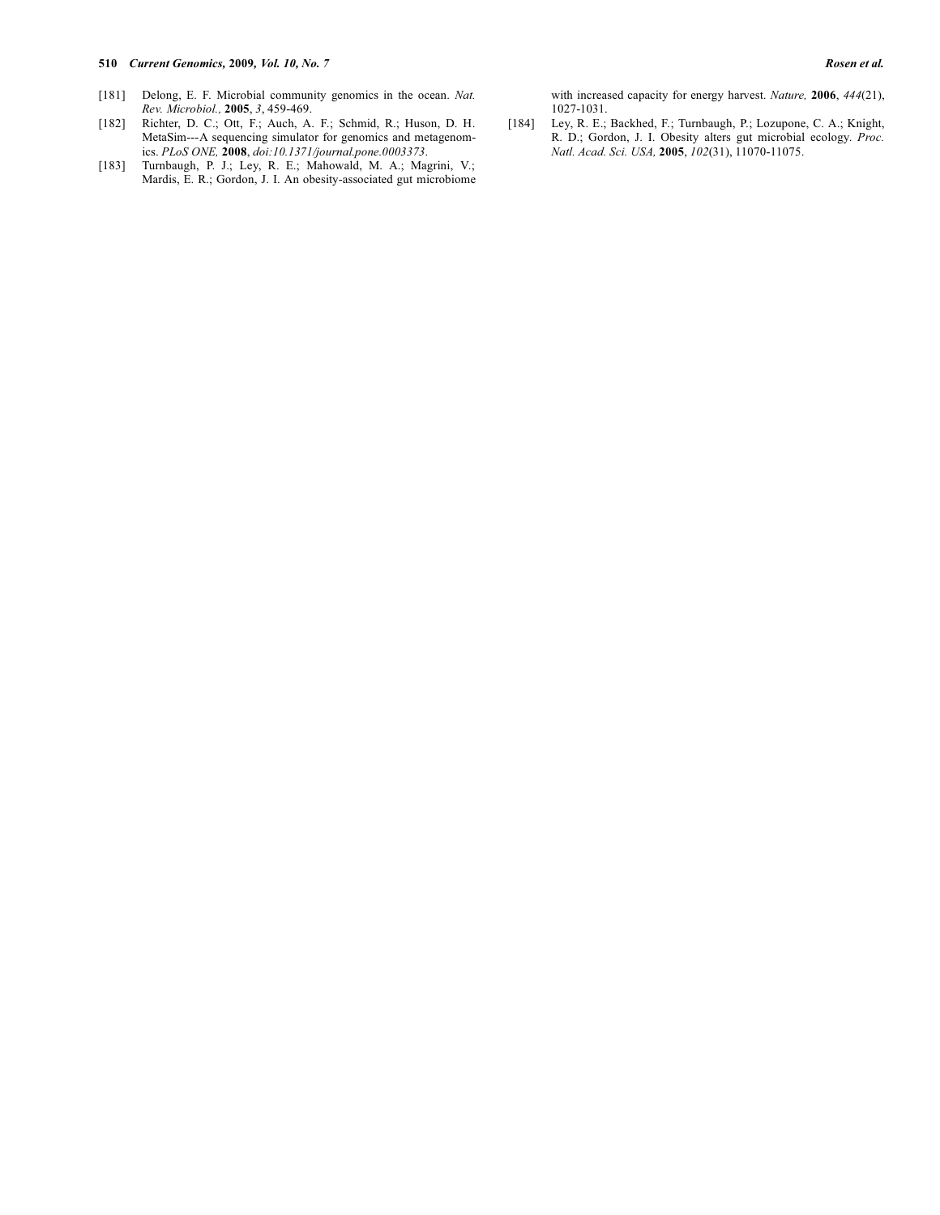[181] Delong, E. F. Microbial community genomics in the ocean. *Nat. Rev. Microbiol.,* **2005**, *3*, 459-469.

[182] Richter, D. C.; Ott, F.; Auch, A. F.; Schmid, R.; Huson, D. H. MetaSim---A sequencing simulator for genomics and metagenomics. *PLoS ONE,* **2008**, *doi:10.1371/journal.pone.0003373*.

[183] Turnbaugh, P. J.; Ley, R. E.; Mahowald, M. A.; Magrini, V.; Mardis, E. R.; Gordon, J. I. An obesity-associated gut microbiome with increased capacity for energy harvest. *Nature,* **2006**, *444*(21), 1027-1031.

[184] Ley, R. E.; Backhed, F.; Turnbaugh, P.; Lozupone, C. A.; Knight, R. D.; Gordon, J. I. Obesity alters gut microbial ecology. *Proc. Natl. Acad. Sci. USA,* **2005**, *102*(31), 11070-11075.